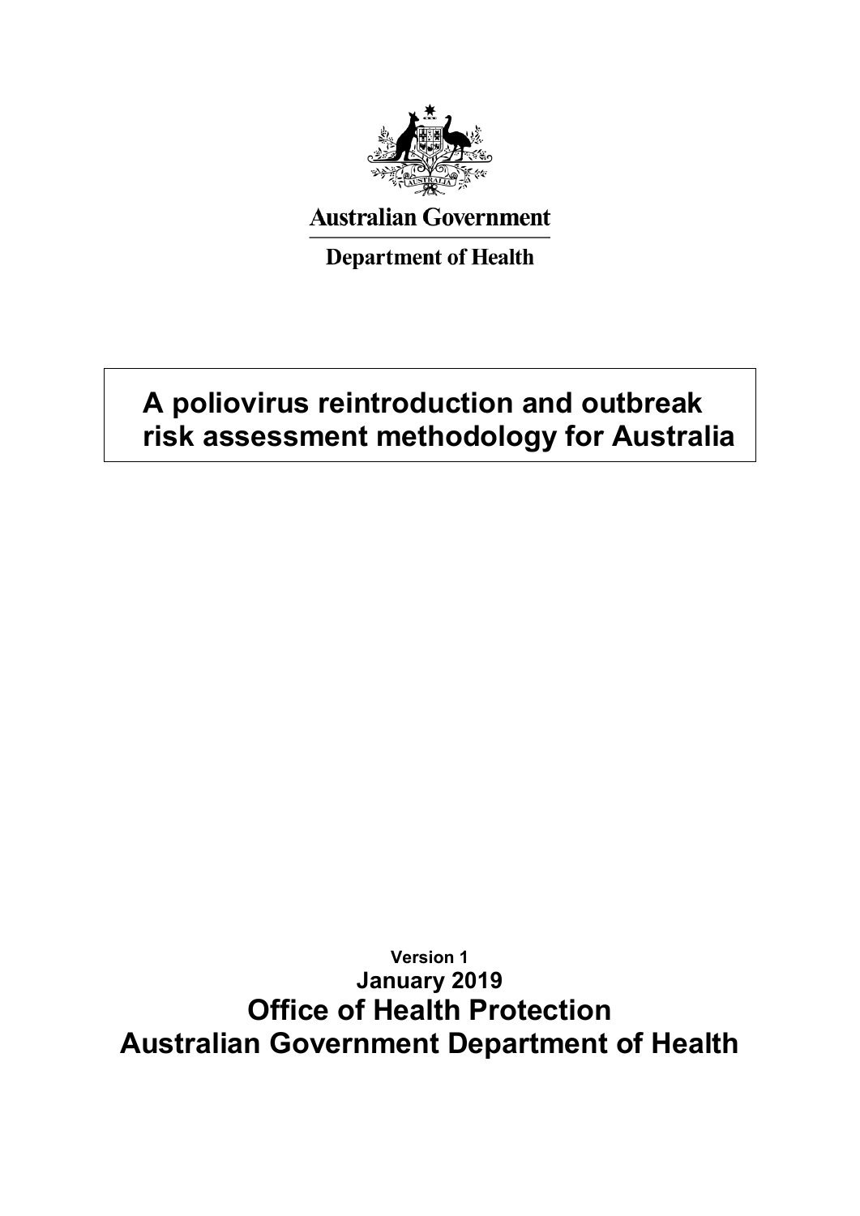Australian Government

Department of Health

# A poliovirus reintroduction and outbreak risk assessment methodology for Australia

**Version 1**

**January 2019**

**Office of Health Protection**

**Australian Government Department of Health**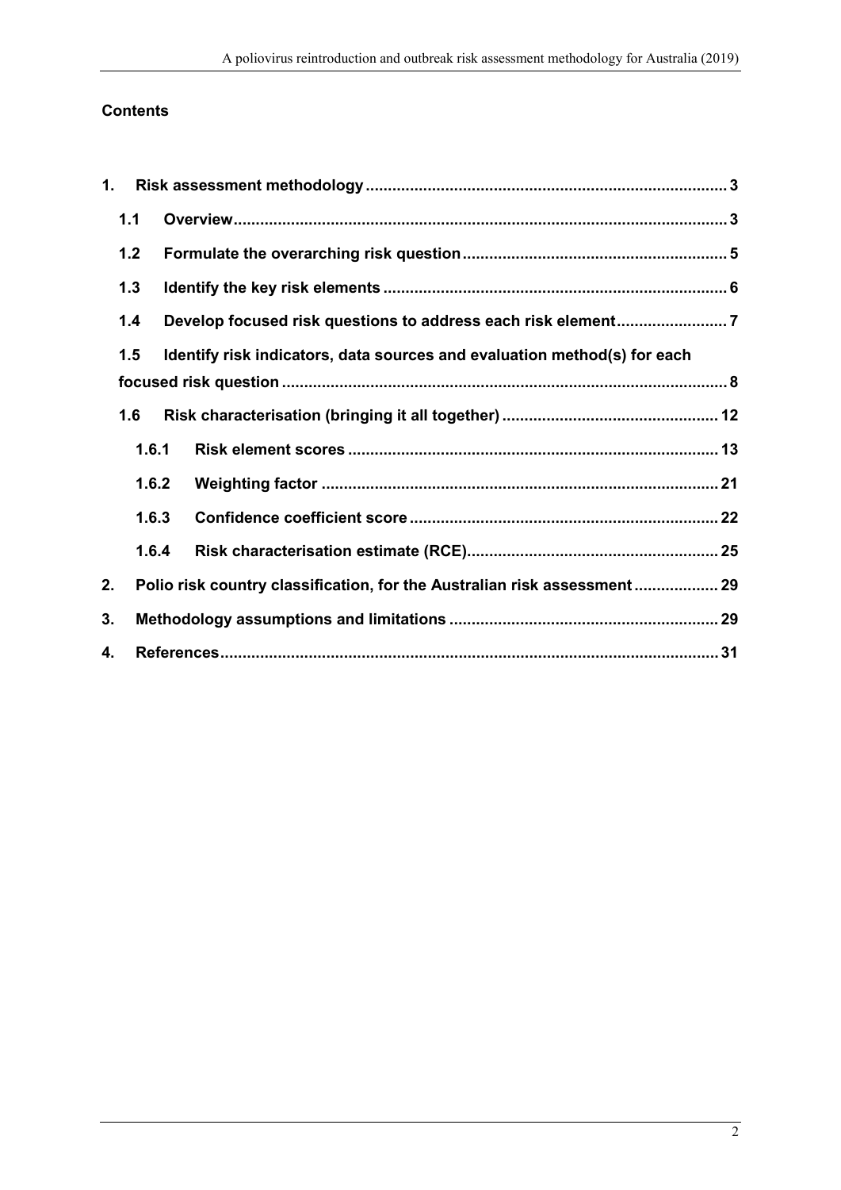**Contents**

1. Risk assessment methodology ... 3
   - 1.1 Overview ... 3
   - 1.2 Formulate the overarching risk question ... 5
   - 1.3 Identify the key risk elements ... 6
   - 1.4 Develop focused risk questions to address each risk element ... 7
   - 1.5 Identify risk indicators, data sources and evaluation method(s) for each focused risk question ... 8
   - 1.6 Risk characterisation (bringing it all together) ... 12
     - 1.6.1 Risk element scores ... 13
     - 1.6.2 Weighting factor ... 21
     - 1.6.3 Confidence coefficient score ... 22
     - 1.6.4 Risk characterisation estimate (RCE) ... 25
2. Polio risk country classification, for the Australian risk assessment ... 29
3. Methodology assumptions and limitations ... 29
4. References ... 31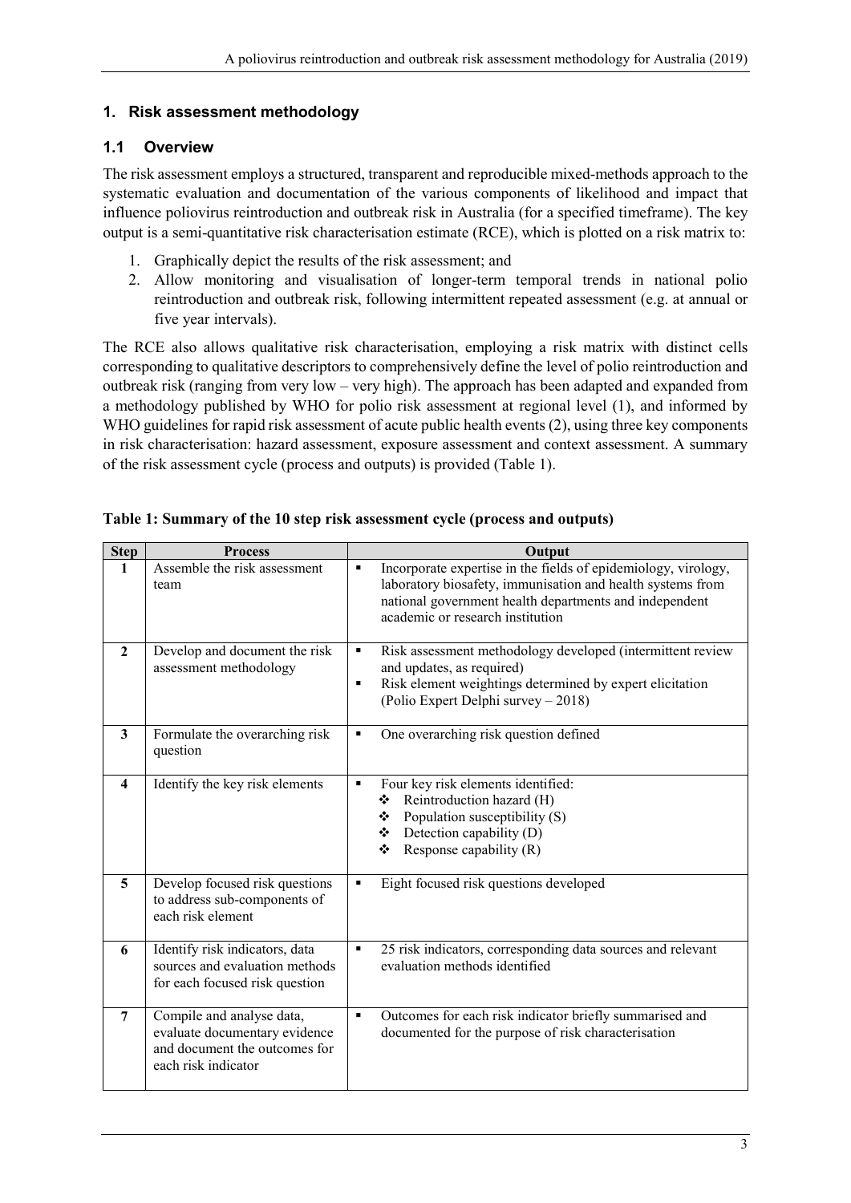## 1. Risk assessment methodology

### 1.1 Overview

The risk assessment employs a structured, transparent and reproducible mixed-methods approach to the systematic evaluation and documentation of the various components of likelihood and impact that influence poliovirus reintroduction and outbreak risk in Australia (for a specified timeframe). The key output is a semi-quantitative risk characterisation estimate (RCE), which is plotted on a risk matrix to:

1. Graphically depict the results of the risk assessment; and
2. Allow monitoring and visualisation of longer-term temporal trends in national polio reintroduction and outbreak risk, following intermittent repeated assessment (e.g. at annual or five year intervals).

The RCE also allows qualitative risk characterisation, employing a risk matrix with distinct cells corresponding to qualitative descriptors to comprehensively define the level of polio reintroduction and outbreak risk (ranging from very low – very high). The approach has been adapted and expanded from a methodology published by WHO for polio risk assessment at regional level (1), and informed by WHO guidelines for rapid risk assessment of acute public health events (2), using three key components in risk characterisation: hazard assessment, exposure assessment and context assessment. A summary of the risk assessment cycle (process and outputs) is provided (Table 1).

**Table 1: Summary of the 10 step risk assessment cycle (process and outputs)**

| Step | Process | Output |
|---|---|---|
| 1 | Assemble the risk assessment team | ▪ Incorporate expertise in the fields of epidemiology, virology, laboratory biosafety, immunisation and health systems from national government health departments and independent academic or research institution |
| 2 | Develop and document the risk assessment methodology | ▪ Risk assessment methodology developed (intermittent review and updates, as required)<br>▪ Risk element weightings determined by expert elicitation (Polio Expert Delphi survey – 2018) |
| 3 | Formulate the overarching risk question | ▪ One overarching risk question defined |
| 4 | Identify the key risk elements | ▪ Four key risk elements identified:<br>❖ Reintroduction hazard (H)<br>❖ Population susceptibility (S)<br>❖ Detection capability (D)<br>❖ Response capability (R) |
| 5 | Develop focused risk questions to address sub-components of each risk element | ▪ Eight focused risk questions developed |
| 6 | Identify risk indicators, data sources and evaluation methods for each focused risk question | ▪ 25 risk indicators, corresponding data sources and relevant evaluation methods identified |
| 7 | Compile and analyse data, evaluate documentary evidence and document the outcomes for each risk indicator | ▪ Outcomes for each risk indicator briefly summarised and documented for the purpose of risk characterisation |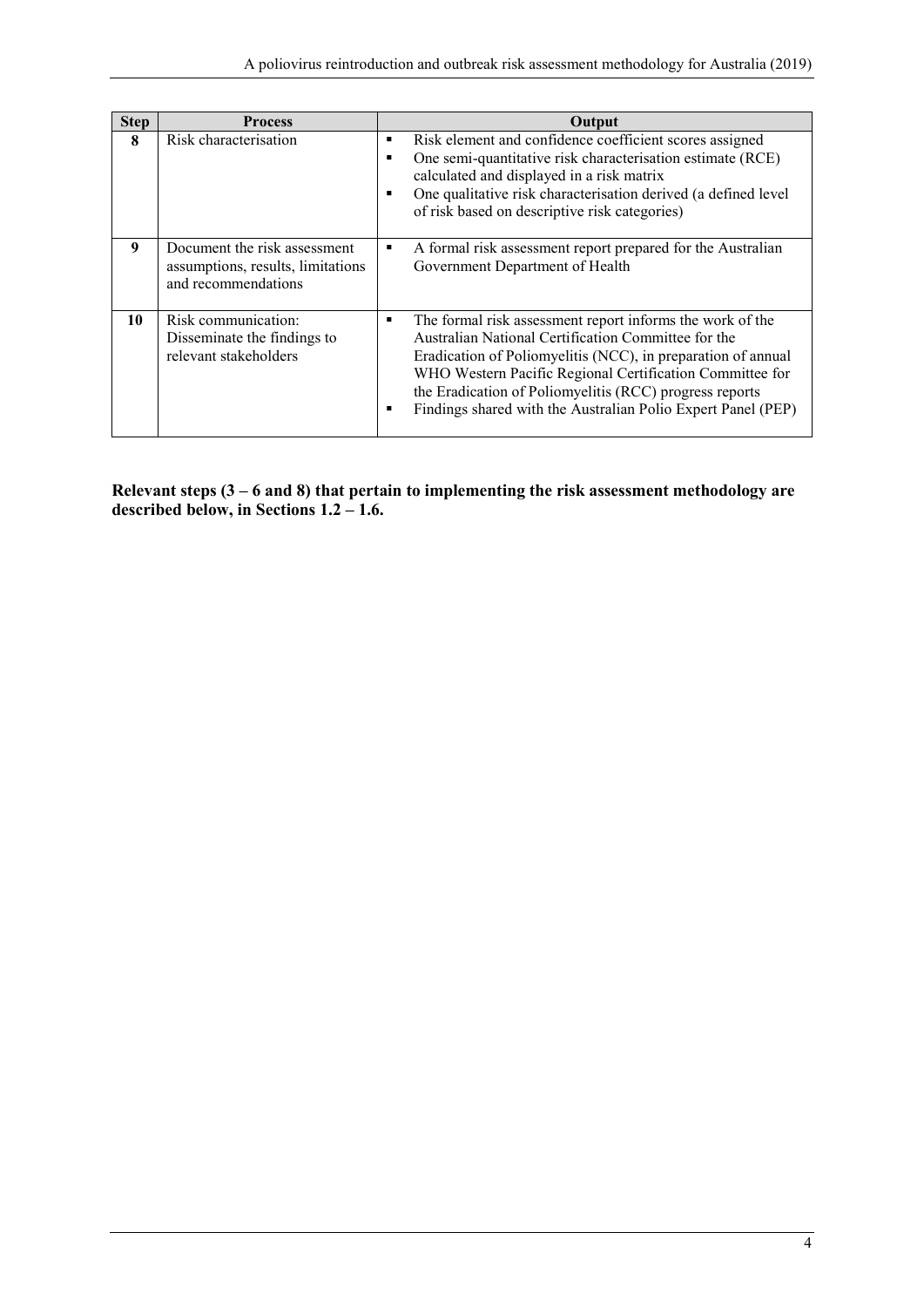| Step | Process | Output |
| --- | --- | --- |
| **8** | Risk characterisation | ▪ Risk element and confidence coefficient scores assigned<br>▪ One semi-quantitative risk characterisation estimate (RCE) calculated and displayed in a risk matrix<br>▪ One qualitative risk characterisation derived (a defined level of risk based on descriptive risk categories) |
| **9** | Document the risk assessment assumptions, results, limitations and recommendations | ▪ A formal risk assessment report prepared for the Australian Government Department of Health |
| **10** | Risk communication: Disseminate the findings to relevant stakeholders | ▪ The formal risk assessment report informs the work of the Australian National Certification Committee for the Eradication of Poliomyelitis (NCC), in preparation of annual WHO Western Pacific Regional Certification Committee for the Eradication of Poliomyelitis (RCC) progress reports<br>▪ Findings shared with the Australian Polio Expert Panel (PEP) |

**Relevant steps (3 – 6 and 8) that pertain to implementing the risk assessment methodology are described below, in Sections 1.2 – 1.6.**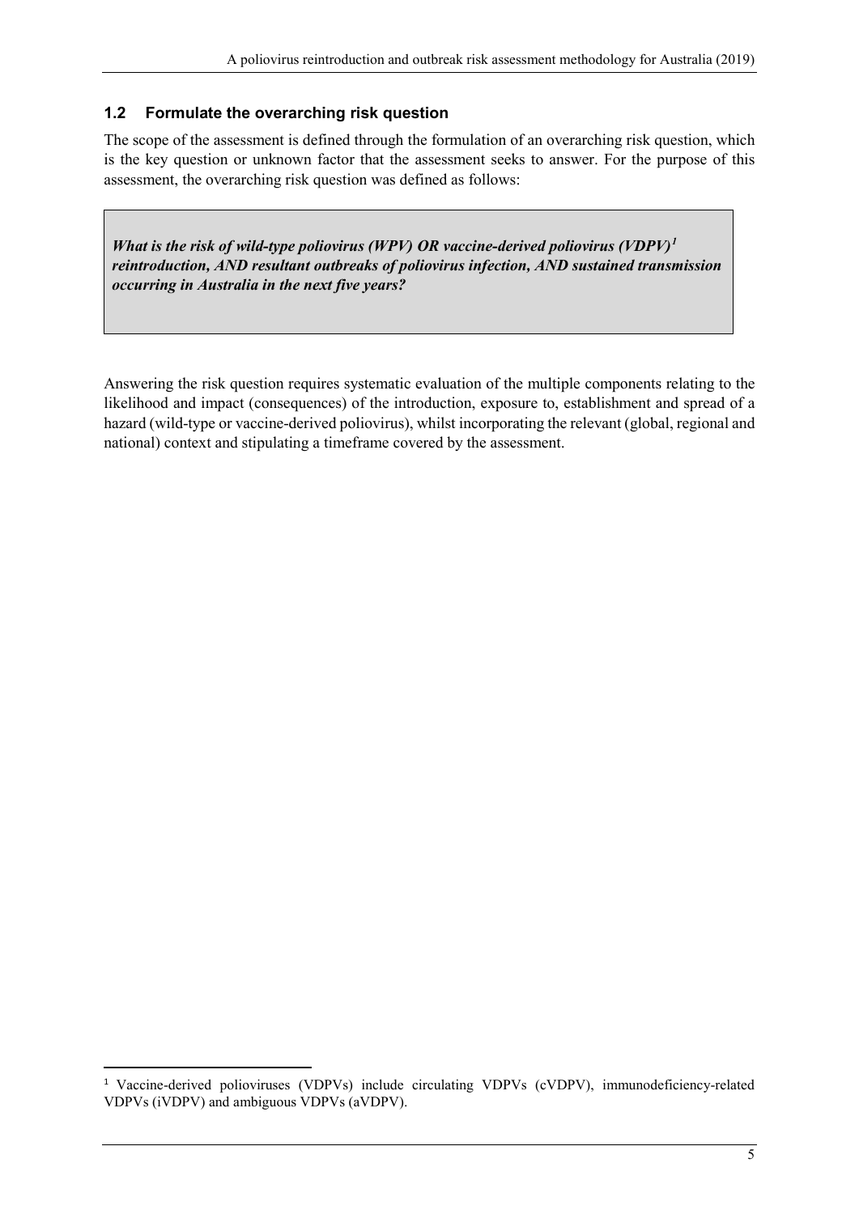### 1.2 Formulate the overarching risk question

The scope of the assessment is defined through the formulation of an overarching risk question, which is the key question or unknown factor that the assessment seeks to answer. For the purpose of this assessment, the overarching risk question was defined as follows:

> ***What is the risk of wild-type poliovirus (WPV) OR vaccine-derived poliovirus (VDPV)[1] reintroduction, AND resultant outbreaks of poliovirus infection, AND sustained transmission occurring in Australia in the next five years?***

Answering the risk question requires systematic evaluation of the multiple components relating to the likelihood and impact (consequences) of the introduction, exposure to, establishment and spread of a hazard (wild-type or vaccine-derived poliovirus), whilst incorporating the relevant (global, regional and national) context and stipulating a timeframe covered by the assessment.

---

[1] Vaccine-derived polioviruses (VDPVs) include circulating VDPVs (cVDPV), immunodeficiency-related VDPVs (iVDPV) and ambiguous VDPVs (aVDPV).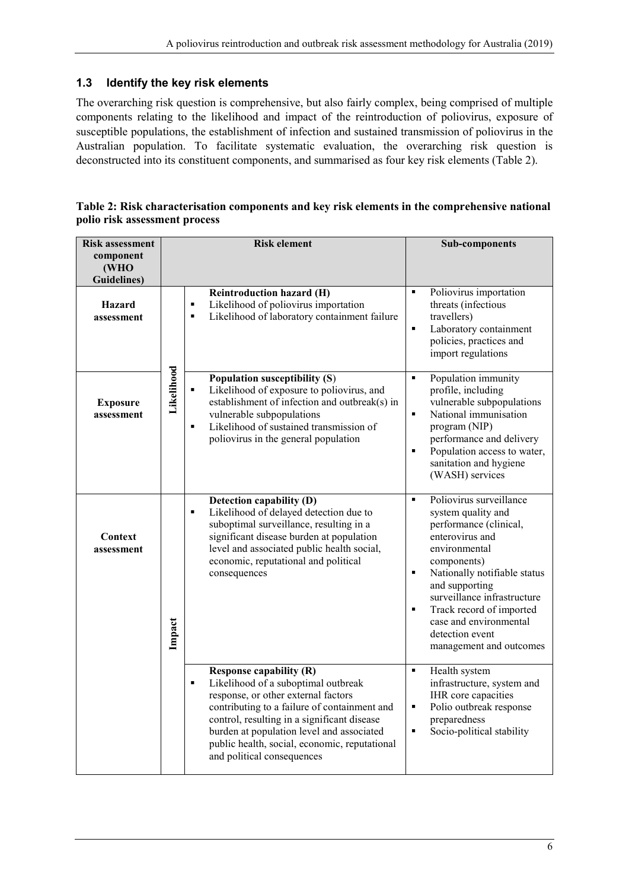## 1.3 Identify the key risk elements

The overarching risk question is comprehensive, but also fairly complex, being comprised of multiple components relating to the likelihood and impact of the reintroduction of poliovirus, exposure of susceptible populations, the establishment of infection and sustained transmission of poliovirus in the Australian population. To facilitate systematic evaluation, the overarching risk question is deconstructed into its constituent components, and summarised as four key risk elements (Table 2).

**Table 2: Risk characterisation components and key risk elements in the comprehensive national polio risk assessment process**

| Risk assessment component (WHO Guidelines) | | Risk element | Sub-components |
|---|---|---|---|
| **Hazard assessment** | Likelihood | **Reintroduction hazard (H)**<br>▪ Likelihood of poliovirus importation<br>▪ Likelihood of laboratory containment failure | ▪ Poliovirus importation threats (infectious travellers)<br>▪ Laboratory containment policies, practices and import regulations |
| **Exposure assessment** | Likelihood | **Population susceptibility (S)**<br>▪ Likelihood of exposure to poliovirus, and establishment of infection and outbreak(s) in vulnerable subpopulations<br>▪ Likelihood of sustained transmission of poliovirus in the general population | ▪ Population immunity profile, including vulnerable subpopulations<br>▪ National immunisation program (NIP) performance and delivery<br>▪ Population access to water, sanitation and hygiene (WASH) services |
| **Context assessment** | Impact | **Detection capability (D)**<br>▪ Likelihood of delayed detection due to suboptimal surveillance, resulting in a significant disease burden at population level and associated public health social, economic, reputational and political consequences | ▪ Poliovirus surveillance system quality and performance (clinical, enterovirus and environmental components)<br>▪ Nationally notifiable status and supporting surveillance infrastructure<br>▪ Track record of imported case and environmental detection event management and outcomes |
| | Impact | **Response capability (R)**<br>▪ Likelihood of a suboptimal outbreak response, or other external factors contributing to a failure of containment and control, resulting in a significant disease burden at population level and associated public health, social, economic, reputational and political consequences | ▪ Health system infrastructure, system and IHR core capacities<br>▪ Polio outbreak response preparedness<br>▪ Socio-political stability |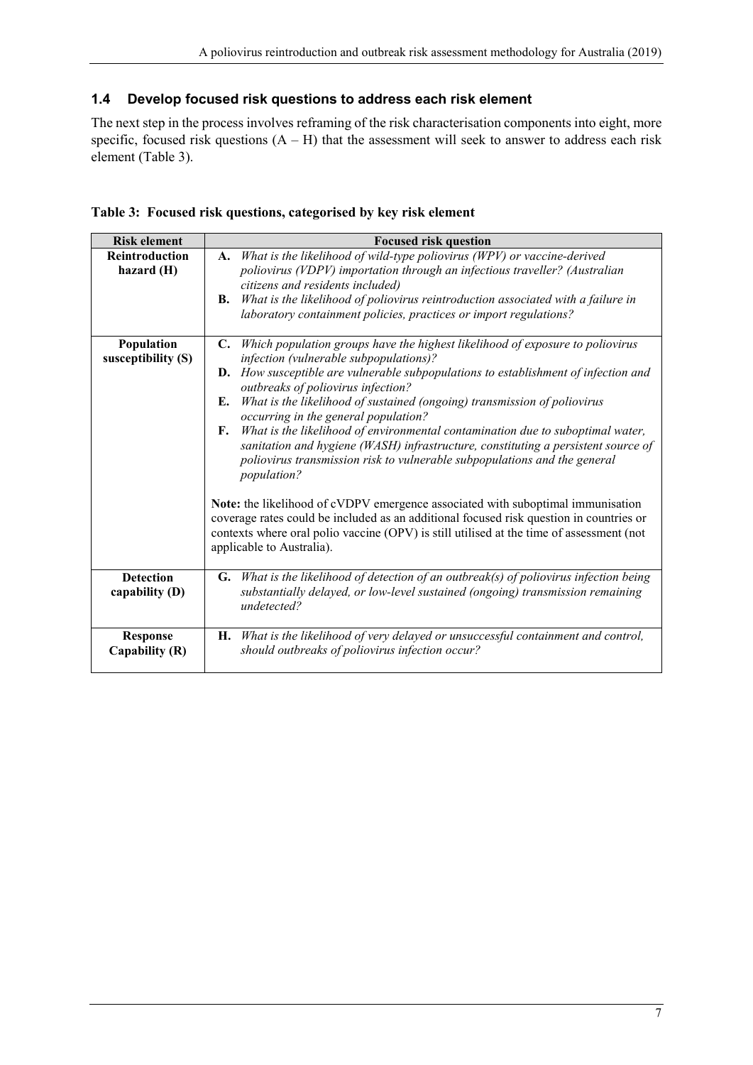## 1.4 Develop focused risk questions to address each risk element

The next step in the process involves reframing of the risk characterisation components into eight, more specific, focused risk questions (A – H) that the assessment will seek to answer to address each risk element (Table 3).

**Table 3: Focused risk questions, categorised by key risk element**

| Risk element | Focused risk question |
|---|---|
| **Reintroduction hazard (H)** | **A.** *What is the likelihood of wild-type poliovirus (WPV) or vaccine-derived poliovirus (VDPV) importation through an infectious traveller? (Australian citizens and residents included)*<br>**B.** *What is the likelihood of poliovirus reintroduction associated with a failure in laboratory containment policies, practices or import regulations?* |
| **Population susceptibility (S)** | **C.** *Which population groups have the highest likelihood of exposure to poliovirus infection (vulnerable subpopulations)?*<br>**D.** *How susceptible are vulnerable subpopulations to establishment of infection and outbreaks of poliovirus infection?*<br>**E.** *What is the likelihood of sustained (ongoing) transmission of poliovirus occurring in the general population?*<br>**F.** *What is the likelihood of environmental contamination due to suboptimal water, sanitation and hygiene (WASH) infrastructure, constituting a persistent source of poliovirus transmission risk to vulnerable subpopulations and the general population?*<br><br>**Note:** the likelihood of cVDPV emergence associated with suboptimal immunisation coverage rates could be included as an additional focused risk question in countries or contexts where oral polio vaccine (OPV) is still utilised at the time of assessment (not applicable to Australia). |
| **Detection capability (D)** | **G.** *What is the likelihood of detection of an outbreak(s) of poliovirus infection being substantially delayed, or low-level sustained (ongoing) transmission remaining undetected?* |
| **Response Capability (R)** | **H.** *What is the likelihood of very delayed or unsuccessful containment and control, should outbreaks of poliovirus infection occur?* |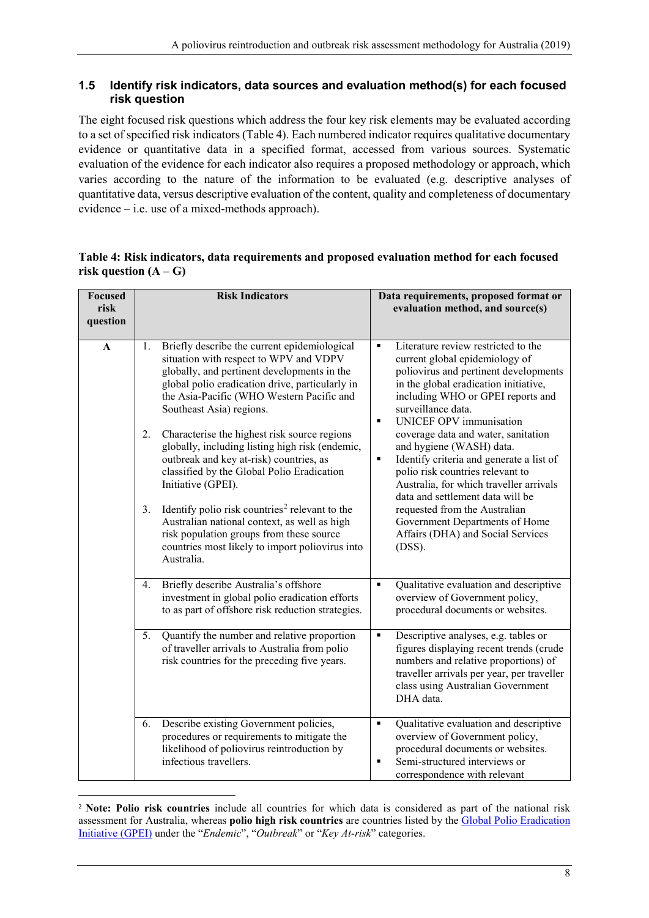### 1.5 Identify risk indicators, data sources and evaluation method(s) for each focused risk question

The eight focused risk questions which address the four key risk elements may be evaluated according to a set of specified risk indicators (Table 4). Each numbered indicator requires qualitative documentary evidence or quantitative data in a specified format, accessed from various sources. Systematic evaluation of the evidence for each indicator also requires a proposed methodology or approach, which varies according to the nature of the information to be evaluated (e.g. descriptive analyses of quantitative data, versus descriptive evaluation of the content, quality and completeness of documentary evidence – i.e. use of a mixed-methods approach).

**Table 4: Risk indicators, data requirements and proposed evaluation method for each focused risk question (A – G)**

| Focused risk question | Risk Indicators | Data requirements, proposed format or evaluation method, and source(s) |
|---|---|---|
| **A** | 1. Briefly describe the current epidemiological situation with respect to WPV and VDPV globally, and pertinent developments in the global polio eradication drive, particularly in the Asia-Pacific (WHO Western Pacific and Southeast Asia) regions.<br><br>2. Characterise the highest risk source regions globally, including listing high risk (endemic, outbreak and key at-risk) countries, as classified by the Global Polio Eradication Initiative (GPEI).<br><br>3. Identify polio risk countries[2] relevant to the Australian national context, as well as high risk population groups from these source countries most likely to import poliovirus into Australia. | ▪ Literature review restricted to the current global epidemiology of poliovirus and pertinent developments in the global eradication initiative, including WHO or GPEI reports and surveillance data.<br>▪ UNICEF OPV immunisation coverage data and water, sanitation and hygiene (WASH) data.<br>▪ Identify criteria and generate a list of polio risk countries relevant to Australia, for which traveller arrivals data and settlement data will be requested from the Australian Government Departments of Home Affairs (DHA) and Social Services (DSS). |
| | 4. Briefly describe Australia's offshore investment in global polio eradication efforts to as part of offshore risk reduction strategies. | ▪ Qualitative evaluation and descriptive overview of Government policy, procedural documents or websites. |
| | 5. Quantify the number and relative proportion of traveller arrivals to Australia from polio risk countries for the preceding five years. | ▪ Descriptive analyses, e.g. tables or figures displaying recent trends (crude numbers and relative proportions) of traveller arrivals per year, per traveller class using Australian Government DHA data. |
| | 6. Describe existing Government policies, procedures or requirements to mitigate the likelihood of poliovirus reintroduction by infectious travellers. | ▪ Qualitative evaluation and descriptive overview of Government policy, procedural documents or websites.<br>▪ Semi-structured interviews or correspondence with relevant |

[2] **Note: Polio risk countries** include all countries for which data is considered as part of the national risk assessment for Australia, whereas **polio high risk countries** are countries listed by the Global Polio Eradication Initiative (GPEI) under the "*Endemic*", "*Outbreak*" or "*Key At-risk*" categories.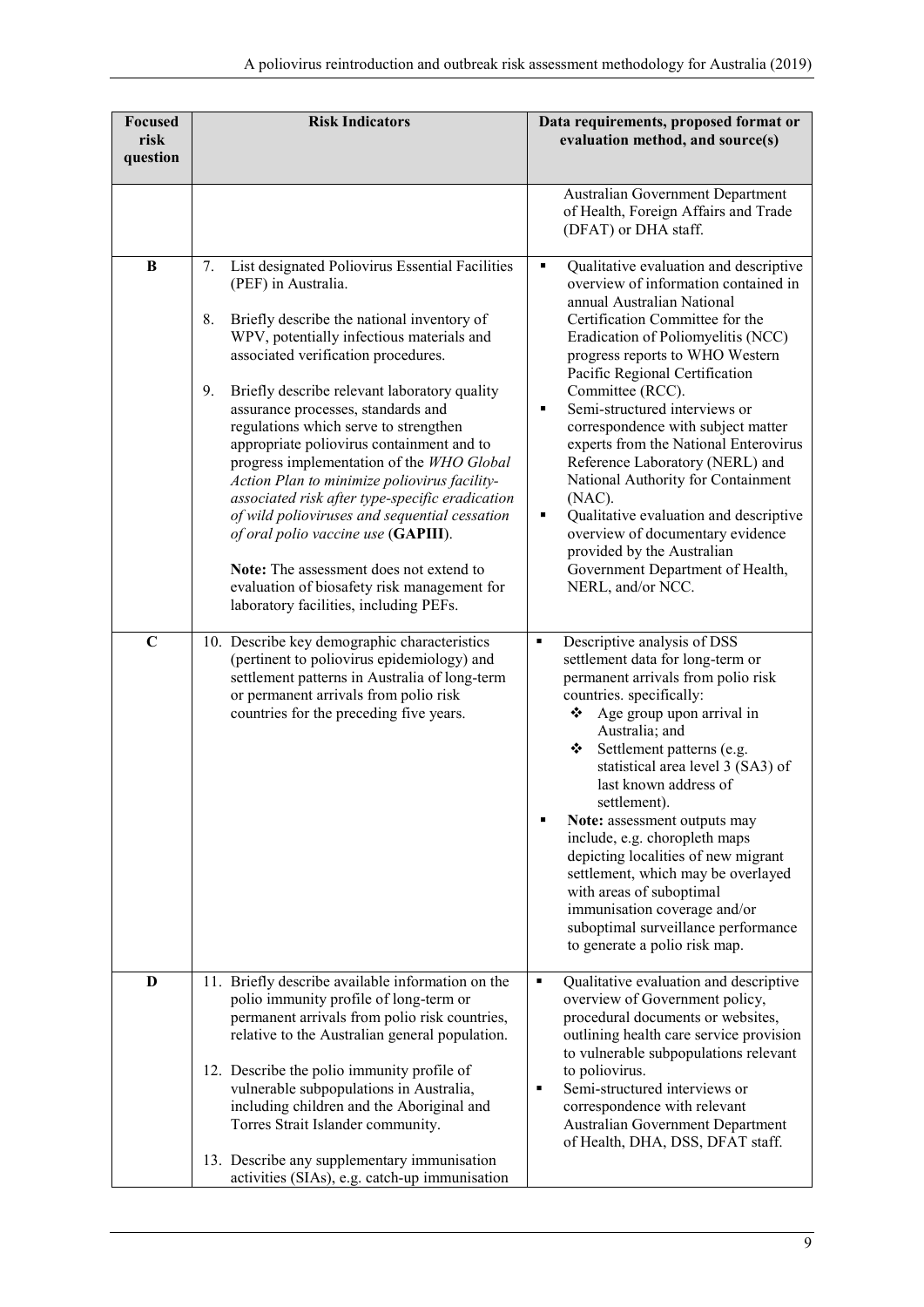| Focused risk question | Risk Indicators | Data requirements, proposed format or evaluation method, and source(s) |
|---|---|---|
| | | Australian Government Department of Health, Foreign Affairs and Trade (DFAT) or DHA staff. |
| **B** | 7. List designated Poliovirus Essential Facilities (PEF) in Australia.<br><br>8. Briefly describe the national inventory of WPV, potentially infectious materials and associated verification procedures.<br><br>9. Briefly describe relevant laboratory quality assurance processes, standards and regulations which serve to strengthen appropriate poliovirus containment and to progress implementation of the *WHO Global Action Plan to minimize poliovirus facility-associated risk after type-specific eradication of wild polioviruses and sequential cessation of oral polio vaccine use* (**GAPIII**).<br><br>**Note:** The assessment does not extend to evaluation of biosafety risk management for laboratory facilities, including PEFs. | ▪ Qualitative evaluation and descriptive overview of information contained in annual Australian National Certification Committee for the Eradication of Poliomyelitis (NCC) progress reports to WHO Western Pacific Regional Certification Committee (RCC).<br>▪ Semi-structured interviews or correspondence with subject matter experts from the National Enterovirus Reference Laboratory (NERL) and National Authority for Containment (NAC).<br>▪ Qualitative evaluation and descriptive overview of documentary evidence provided by the Australian Government Department of Health, NERL, and/or NCC. |
| **C** | 10. Describe key demographic characteristics (pertinent to poliovirus epidemiology) and settlement patterns in Australia of long-term or permanent arrivals from polio risk countries for the preceding five years. | ▪ Descriptive analysis of DSS settlement data for long-term or permanent arrivals from polio risk countries. specifically:<br>❖ Age group upon arrival in Australia; and<br>❖ Settlement patterns (e.g. statistical area level 3 (SA3) of last known address of settlement).<br>▪ **Note:** assessment outputs may include, e.g. choropleth maps depicting localities of new migrant settlement, which may be overlayed with areas of suboptimal immunisation coverage and/or suboptimal surveillance performance to generate a polio risk map. |
| **D** | 11. Briefly describe available information on the polio immunity profile of long-term or permanent arrivals from polio risk countries, relative to the Australian general population.<br><br>12. Describe the polio immunity profile of vulnerable subpopulations in Australia, including children and the Aboriginal and Torres Strait Islander community.<br><br>13. Describe any supplementary immunisation activities (SIAs), e.g. catch-up immunisation | ▪ Qualitative evaluation and descriptive overview of Government policy, procedural documents or websites, outlining health care service provision to vulnerable subpopulations relevant to poliovirus.<br>▪ Semi-structured interviews or correspondence with relevant Australian Government Department of Health, DHA, DSS, DFAT staff. |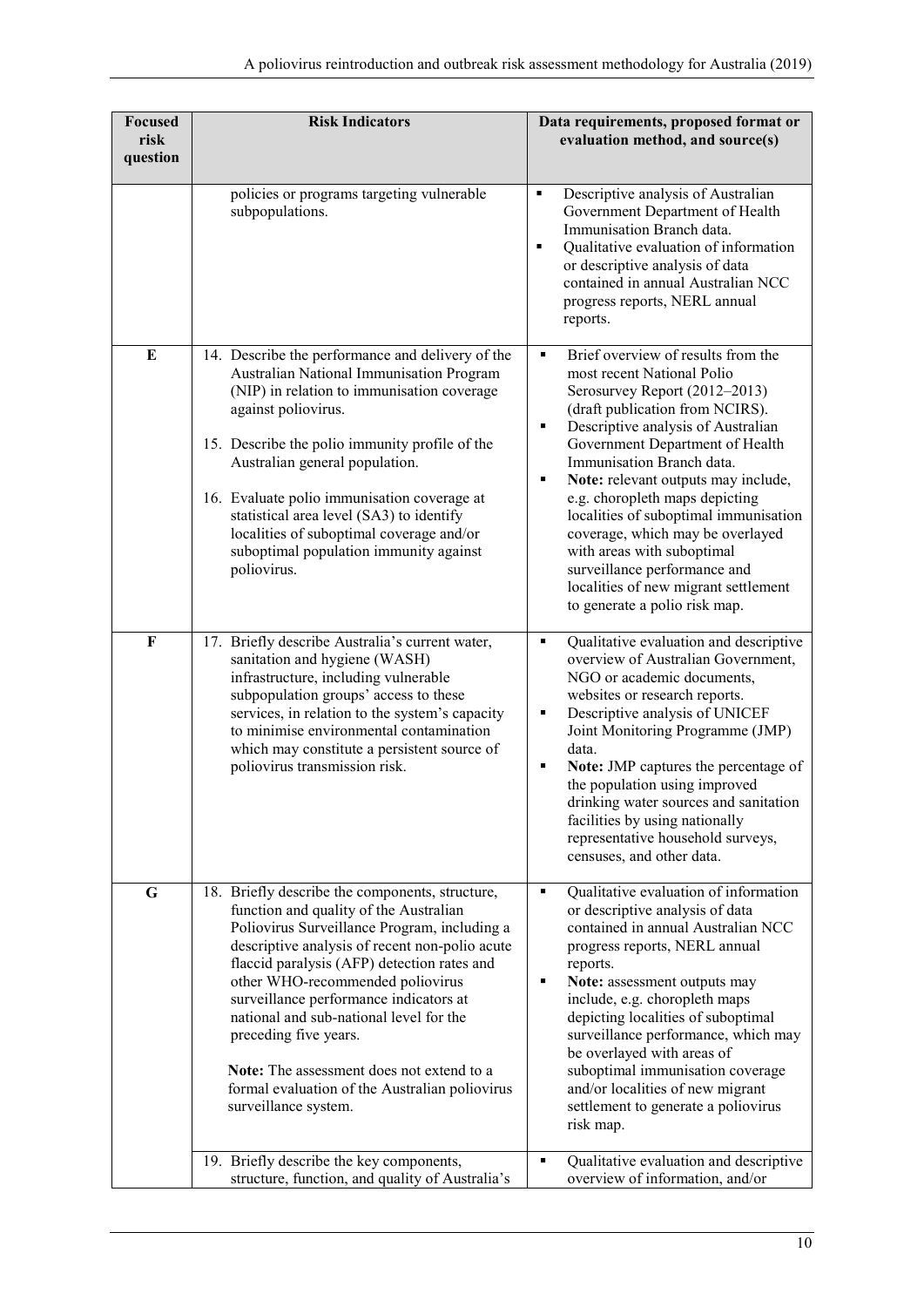| Focused risk question | Risk Indicators | Data requirements, proposed format or evaluation method, and source(s) |
|---|---|---|
| | policies or programs targeting vulnerable subpopulations. | ▪ Descriptive analysis of Australian Government Department of Health Immunisation Branch data.<br>▪ Qualitative evaluation of information or descriptive analysis of data contained in annual Australian NCC progress reports, NERL annual reports. |
| **E** | 14. Describe the performance and delivery of the Australian National Immunisation Program (NIP) in relation to immunisation coverage against poliovirus.<br><br>15. Describe the polio immunity profile of the Australian general population.<br><br>16. Evaluate polio immunisation coverage at statistical area level (SA3) to identify localities of suboptimal coverage and/or suboptimal population immunity against poliovirus. | ▪ Brief overview of results from the most recent National Polio Serosurvey Report (2012–2013) (draft publication from NCIRS).<br>▪ Descriptive analysis of Australian Government Department of Health Immunisation Branch data.<br>▪ **Note:** relevant outputs may include, e.g. choropleth maps depicting localities of suboptimal immunisation coverage, which may be overlayed with areas with suboptimal surveillance performance and localities of new migrant settlement to generate a polio risk map. |
| **F** | 17. Briefly describe Australia's current water, sanitation and hygiene (WASH) infrastructure, including vulnerable subpopulation groups' access to these services, in relation to the system's capacity to minimise environmental contamination which may constitute a persistent source of poliovirus transmission risk. | ▪ Qualitative evaluation and descriptive overview of Australian Government, NGO or academic documents, websites or research reports.<br>▪ Descriptive analysis of UNICEF Joint Monitoring Programme (JMP) data.<br>▪ **Note:** JMP captures the percentage of the population using improved drinking water sources and sanitation facilities by using nationally representative household surveys, censuses, and other data. |
| **G** | 18. Briefly describe the components, structure, function and quality of the Australian Poliovirus Surveillance Program, including a descriptive analysis of recent non-polio acute flaccid paralysis (AFP) detection rates and other WHO-recommended poliovirus surveillance performance indicators at national and sub-national level for the preceding five years.<br><br>**Note:** The assessment does not extend to a formal evaluation of the Australian poliovirus surveillance system. | ▪ Qualitative evaluation of information or descriptive analysis of data contained in annual Australian NCC progress reports, NERL annual reports.<br>▪ **Note:** assessment outputs may include, e.g. choropleth maps depicting localities of suboptimal surveillance performance, which may be overlayed with areas of suboptimal immunisation coverage and/or localities of new migrant settlement to generate a poliovirus risk map. |
| | 19. Briefly describe the key components, structure, function, and quality of Australia's | ▪ Qualitative evaluation and descriptive overview of information, and/or |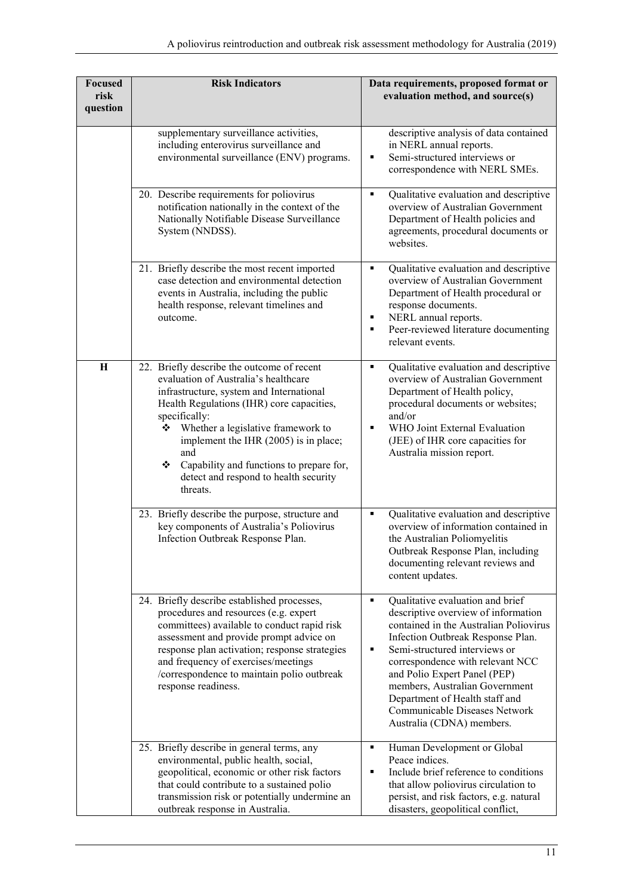| Focused risk question | Risk Indicators | Data requirements, proposed format or evaluation method, and source(s) |
|---|---|---|
| | supplementary surveillance activities, including enterovirus surveillance and environmental surveillance (ENV) programs. | descriptive analysis of data contained in NERL annual reports.<br>▪ Semi-structured interviews or correspondence with NERL SMEs. |
| | 20. Describe requirements for poliovirus notification nationally in the context of the Nationally Notifiable Disease Surveillance System (NNDSS). | ▪ Qualitative evaluation and descriptive overview of Australian Government Department of Health policies and agreements, procedural documents or websites. |
| | 21. Briefly describe the most recent imported case detection and environmental detection events in Australia, including the public health response, relevant timelines and outcome. | ▪ Qualitative evaluation and descriptive overview of Australian Government Department of Health procedural or response documents.<br>▪ NERL annual reports.<br>▪ Peer-reviewed literature documenting relevant events. |
| **H** | 22. Briefly describe the outcome of recent evaluation of Australia's healthcare infrastructure, system and International Health Regulations (IHR) core capacities, specifically:<br>❖ Whether a legislative framework to implement the IHR (2005) is in place; and<br>❖ Capability and functions to prepare for, detect and respond to health security threats. | ▪ Qualitative evaluation and descriptive overview of Australian Government Department of Health policy, procedural documents or websites; and/or<br>▪ WHO Joint External Evaluation (JEE) of IHR core capacities for Australia mission report. |
| | 23. Briefly describe the purpose, structure and key components of Australia's Poliovirus Infection Outbreak Response Plan. | ▪ Qualitative evaluation and descriptive overview of information contained in the Australian Poliomyelitis Outbreak Response Plan, including documenting relevant reviews and content updates. |
| | 24. Briefly describe established processes, procedures and resources (e.g. expert committees) available to conduct rapid risk assessment and provide prompt advice on response plan activation; response strategies and frequency of exercises/meetings /correspondence to maintain polio outbreak response readiness. | ▪ Qualitative evaluation and brief descriptive overview of information contained in the Australian Poliovirus Infection Outbreak Response Plan.<br>▪ Semi-structured interviews or correspondence with relevant NCC and Polio Expert Panel (PEP) members, Australian Government Department of Health staff and Communicable Diseases Network Australia (CDNA) members. |
| | 25. Briefly describe in general terms, any environmental, public health, social, geopolitical, economic or other risk factors that could contribute to a sustained polio transmission risk or potentially undermine an outbreak response in Australia. | ▪ Human Development or Global Peace indices.<br>▪ Include brief reference to conditions that allow poliovirus circulation to persist, and risk factors, e.g. natural disasters, geopolitical conflict, |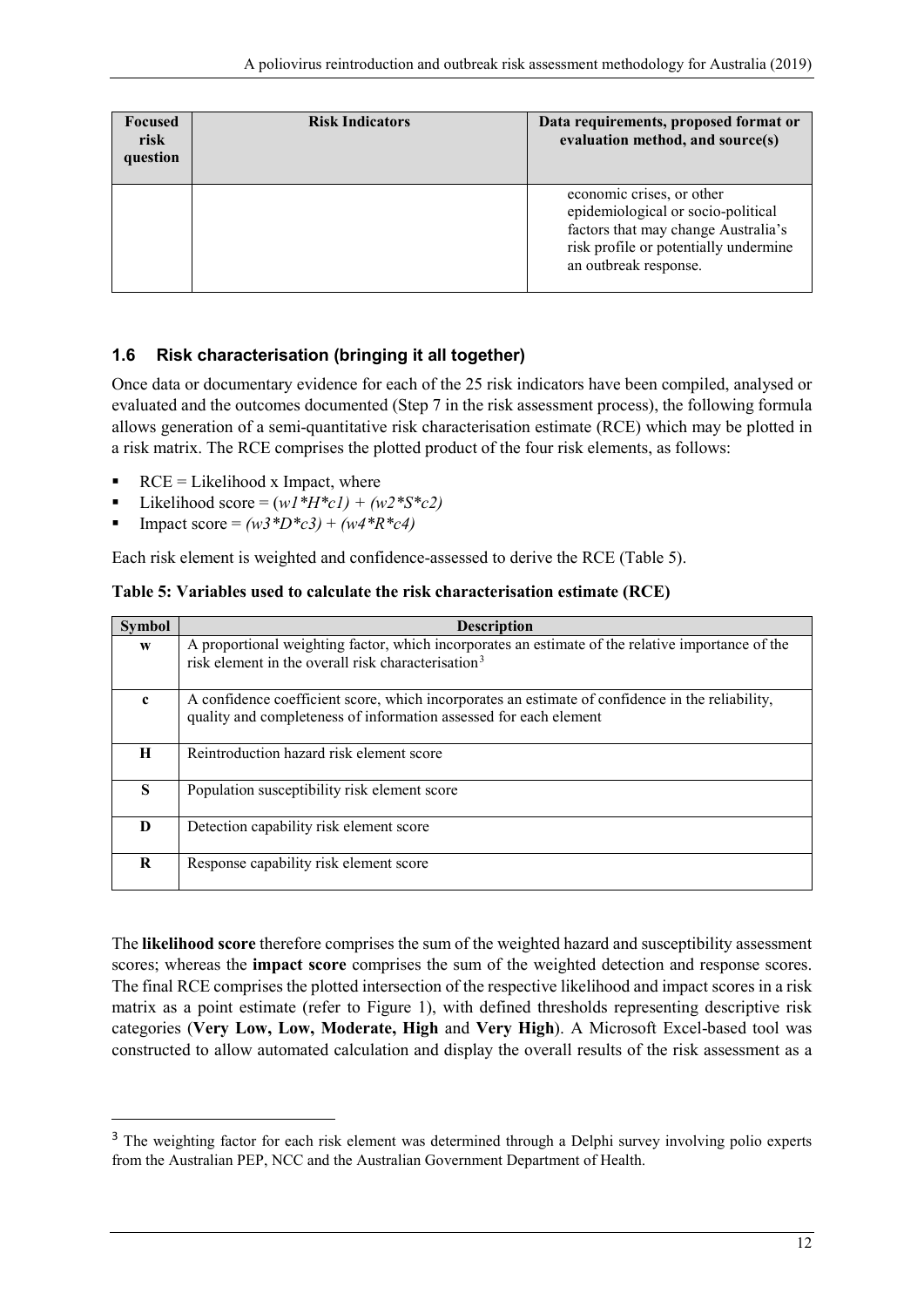| Focused risk question | Risk Indicators | Data requirements, proposed format or evaluation method, and source(s) |
| --- | --- | --- |
| | | economic crises, or other epidemiological or socio-political factors that may change Australia's risk profile or potentially undermine an outbreak response. |

## 1.6 Risk characterisation (bringing it all together)

Once data or documentary evidence for each of the 25 risk indicators have been compiled, analysed or evaluated and the outcomes documented (Step 7 in the risk assessment process), the following formula allows generation of a semi-quantitative risk characterisation estimate (RCE) which may be plotted in a risk matrix. The RCE comprises the plotted product of the four risk elements, as follows:

- RCE = Likelihood x Impact, where
- Likelihood score = $(w1*H*c1) + (w2*S*c2)$
- Impact score = $(w3*D*c3) + (w4*R*c4)$

Each risk element is weighted and confidence-assessed to derive the RCE (Table 5).

**Table 5: Variables used to calculate the risk characterisation estimate (RCE)**

| Symbol | Description |
| --- | --- |
| **w** | A proportional weighting factor, which incorporates an estimate of the relative importance of the risk element in the overall risk characterisation[3] |
| **c** | A confidence coefficient score, which incorporates an estimate of confidence in the reliability, quality and completeness of information assessed for each element |
| **H** | Reintroduction hazard risk element score |
| **S** | Population susceptibility risk element score |
| **D** | Detection capability risk element score |
| **R** | Response capability risk element score |

The **likelihood score** therefore comprises the sum of the weighted hazard and susceptibility assessment scores; whereas the **impact score** comprises the sum of the weighted detection and response scores. The final RCE comprises the plotted intersection of the respective likelihood and impact scores in a risk matrix as a point estimate (refer to Figure 1), with defined thresholds representing descriptive risk categories (**Very Low, Low, Moderate, High** and **Very High**). A Microsoft Excel-based tool was constructed to allow automated calculation and display the overall results of the risk assessment as a

[3] The weighting factor for each risk element was determined through a Delphi survey involving polio experts from the Australian PEP, NCC and the Australian Government Department of Health.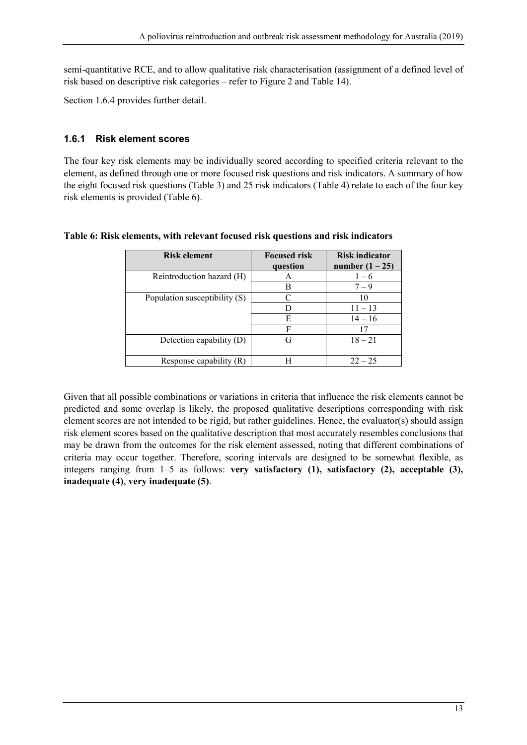semi-quantitative RCE, and to allow qualitative risk characterisation (assignment of a defined level of risk based on descriptive risk categories – refer to Figure 2 and Table 14).

Section 1.6.4 provides further detail.

### 1.6.1 Risk element scores

The four key risk elements may be individually scored according to specified criteria relevant to the element, as defined through one or more focused risk questions and risk indicators. A summary of how the eight focused risk questions (Table 3) and 25 risk indicators (Table 4) relate to each of the four key risk elements is provided (Table 6).

**Table 6: Risk elements, with relevant focused risk questions and risk indicators**

| Risk element | Focused risk question | Risk indicator number (1 – 25) |
|---|---|---|
| Reintroduction hazard (H) | A | 1 – 6 |
| | B | 7 – 9 |
| Population susceptibility (S) | C | 10 |
| | D | 11 – 13 |
| | E | 14 – 16 |
| | F | 17 |
| Detection capability (D) | G | 18 – 21 |
| Response capability (R) | H | 22 – 25 |

Given that all possible combinations or variations in criteria that influence the risk elements cannot be predicted and some overlap is likely, the proposed qualitative descriptions corresponding with risk element scores are not intended to be rigid, but rather guidelines. Hence, the evaluator(s) should assign risk element scores based on the qualitative description that most accurately resembles conclusions that may be drawn from the outcomes for the risk element assessed, noting that different combinations of criteria may occur together. Therefore, scoring intervals are designed to be somewhat flexible, as integers ranging from 1–5 as follows: **very satisfactory (1), satisfactory (2), acceptable (3), inadequate (4)**, **very inadequate (5)**.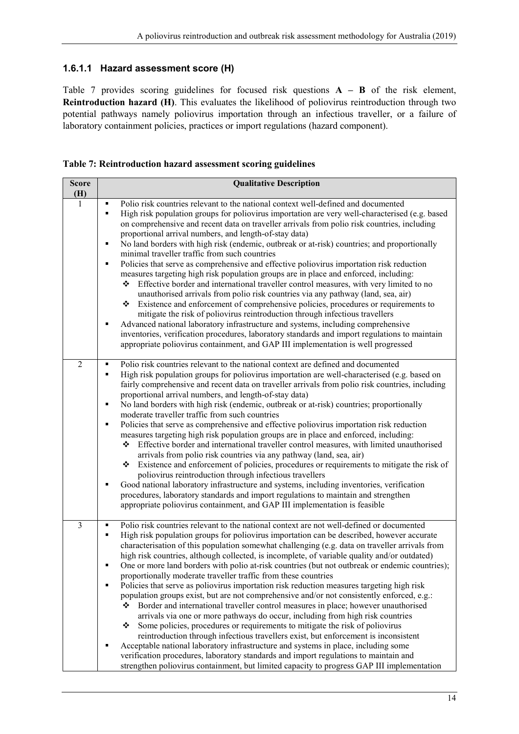#### 1.6.1.1 Hazard assessment score (H)

Table 7 provides scoring guidelines for focused risk questions **A – B** of the risk element, **Reintroduction hazard (H)**. This evaluates the likelihood of poliovirus reintroduction through two potential pathways namely poliovirus importation through an infectious traveller, or a failure of laboratory containment policies, practices or import regulations (hazard component).

**Table 7: Reintroduction hazard assessment scoring guidelines**

| Score (H) | Qualitative Description |
|---|---|
| 1 | ▪ Polio risk countries relevant to the national context well-defined and documented<br>▪ High risk population groups for poliovirus importation are very well-characterised (e.g. based on comprehensive and recent data on traveller arrivals from polio risk countries, including proportional arrival numbers, and length-of-stay data)<br>▪ No land borders with high risk (endemic, outbreak or at-risk) countries; and proportionally minimal traveller traffic from such countries<br>▪ Policies that serve as comprehensive and effective poliovirus importation risk reduction measures targeting high risk population groups are in place and enforced, including:<br>❖ Effective border and international traveller control measures, with very limited to no unauthorised arrivals from polio risk countries via any pathway (land, sea, air)<br>❖ Existence and enforcement of comprehensive policies, procedures or requirements to mitigate the risk of poliovirus reintroduction through infectious travellers<br>▪ Advanced national laboratory infrastructure and systems, including comprehensive inventories, verification procedures, laboratory standards and import regulations to maintain appropriate poliovirus containment, and GAP III implementation is well progressed |
| 2 | ▪ Polio risk countries relevant to the national context are defined and documented<br>▪ High risk population groups for poliovirus importation are well-characterised (e.g. based on fairly comprehensive and recent data on traveller arrivals from polio risk countries, including proportional arrival numbers, and length-of-stay data)<br>▪ No land borders with high risk (endemic, outbreak or at-risk) countries; proportionally moderate traveller traffic from such countries<br>▪ Policies that serve as comprehensive and effective poliovirus importation risk reduction measures targeting high risk population groups are in place and enforced, including:<br>❖ Effective border and international traveller control measures, with limited unauthorised arrivals from polio risk countries via any pathway (land, sea, air)<br>❖ Existence and enforcement of policies, procedures or requirements to mitigate the risk of poliovirus reintroduction through infectious travellers<br>▪ Good national laboratory infrastructure and systems, including inventories, verification procedures, laboratory standards and import regulations to maintain and strengthen appropriate poliovirus containment, and GAP III implementation is feasible |
| 3 | ▪ Polio risk countries relevant to the national context are not well-defined or documented<br>▪ High risk population groups for poliovirus importation can be described, however accurate characterisation of this population somewhat challenging (e.g. data on traveller arrivals from high risk countries, although collected, is incomplete, of variable quality and/or outdated)<br>▪ One or more land borders with polio at-risk countries (but not outbreak or endemic countries); proportionally moderate traveller traffic from these countries<br>▪ Policies that serve as poliovirus importation risk reduction measures targeting high risk population groups exist, but are not comprehensive and/or not consistently enforced, e.g.:<br>❖ Border and international traveller control measures in place; however unauthorised arrivals via one or more pathways do occur, including from high risk countries<br>❖ Some policies, procedures or requirements to mitigate the risk of poliovirus reintroduction through infectious travellers exist, but enforcement is inconsistent<br>▪ Acceptable national laboratory infrastructure and systems in place, including some verification procedures, laboratory standards and import regulations to maintain and strengthen poliovirus containment, but limited capacity to progress GAP III implementation |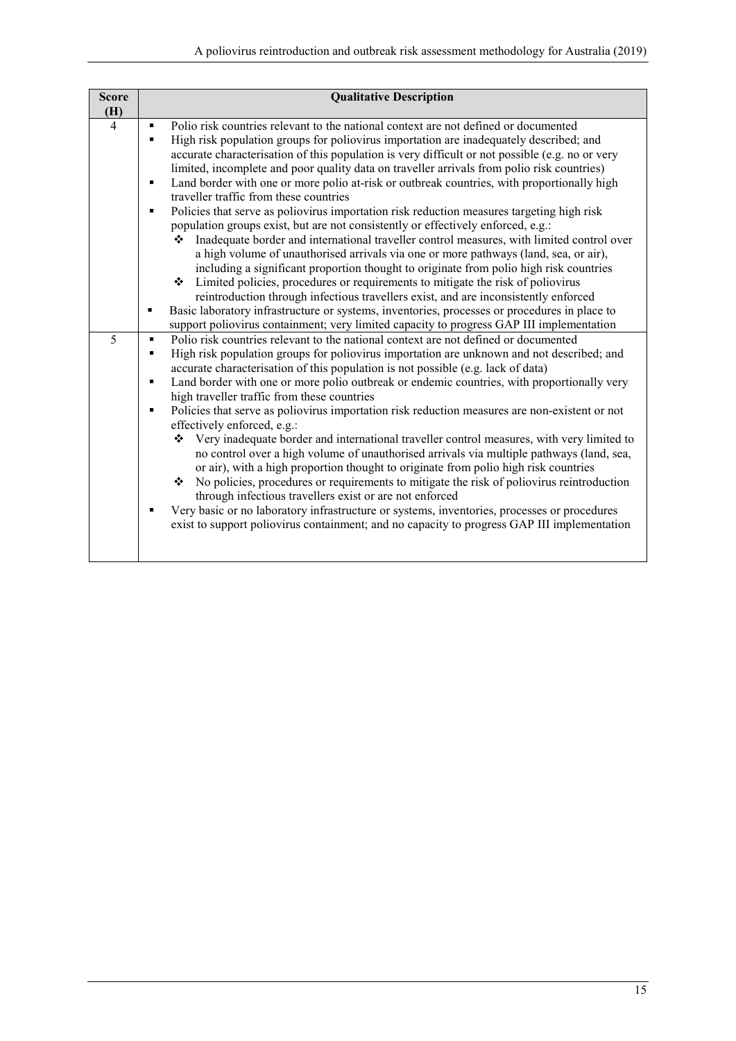| Score (H) | Qualitative Description |
|---|---|
| 4 | ▪ Polio risk countries relevant to the national context are not defined or documented<br>▪ High risk population groups for poliovirus importation are inadequately described; and accurate characterisation of this population is very difficult or not possible (e.g. no or very limited, incomplete and poor quality data on traveller arrivals from polio risk countries)<br>▪ Land border with one or more polio at-risk or outbreak countries, with proportionally high traveller traffic from these countries<br>▪ Policies that serve as poliovirus importation risk reduction measures targeting high risk population groups exist, but are not consistently or effectively enforced, e.g.:<br>❖ Inadequate border and international traveller control measures, with limited control over a high volume of unauthorised arrivals via one or more pathways (land, sea, or air), including a significant proportion thought to originate from polio high risk countries<br>❖ Limited policies, procedures or requirements to mitigate the risk of poliovirus reintroduction through infectious travellers exist, and are inconsistently enforced<br>▪ Basic laboratory infrastructure or systems, inventories, processes or procedures in place to support poliovirus containment; very limited capacity to progress GAP III implementation |
| 5 | ▪ Polio risk countries relevant to the national context are not defined or documented<br>▪ High risk population groups for poliovirus importation are unknown and not described; and accurate characterisation of this population is not possible (e.g. lack of data)<br>▪ Land border with one or more polio outbreak or endemic countries, with proportionally very high traveller traffic from these countries<br>▪ Policies that serve as poliovirus importation risk reduction measures are non-existent or not effectively enforced, e.g.:<br>❖ Very inadequate border and international traveller control measures, with very limited to no control over a high volume of unauthorised arrivals via multiple pathways (land, sea, or air), with a high proportion thought to originate from polio high risk countries<br>❖ No policies, procedures or requirements to mitigate the risk of poliovirus reintroduction through infectious travellers exist or are not enforced<br>▪ Very basic or no laboratory infrastructure or systems, inventories, processes or procedures exist to support poliovirus containment; and no capacity to progress GAP III implementation |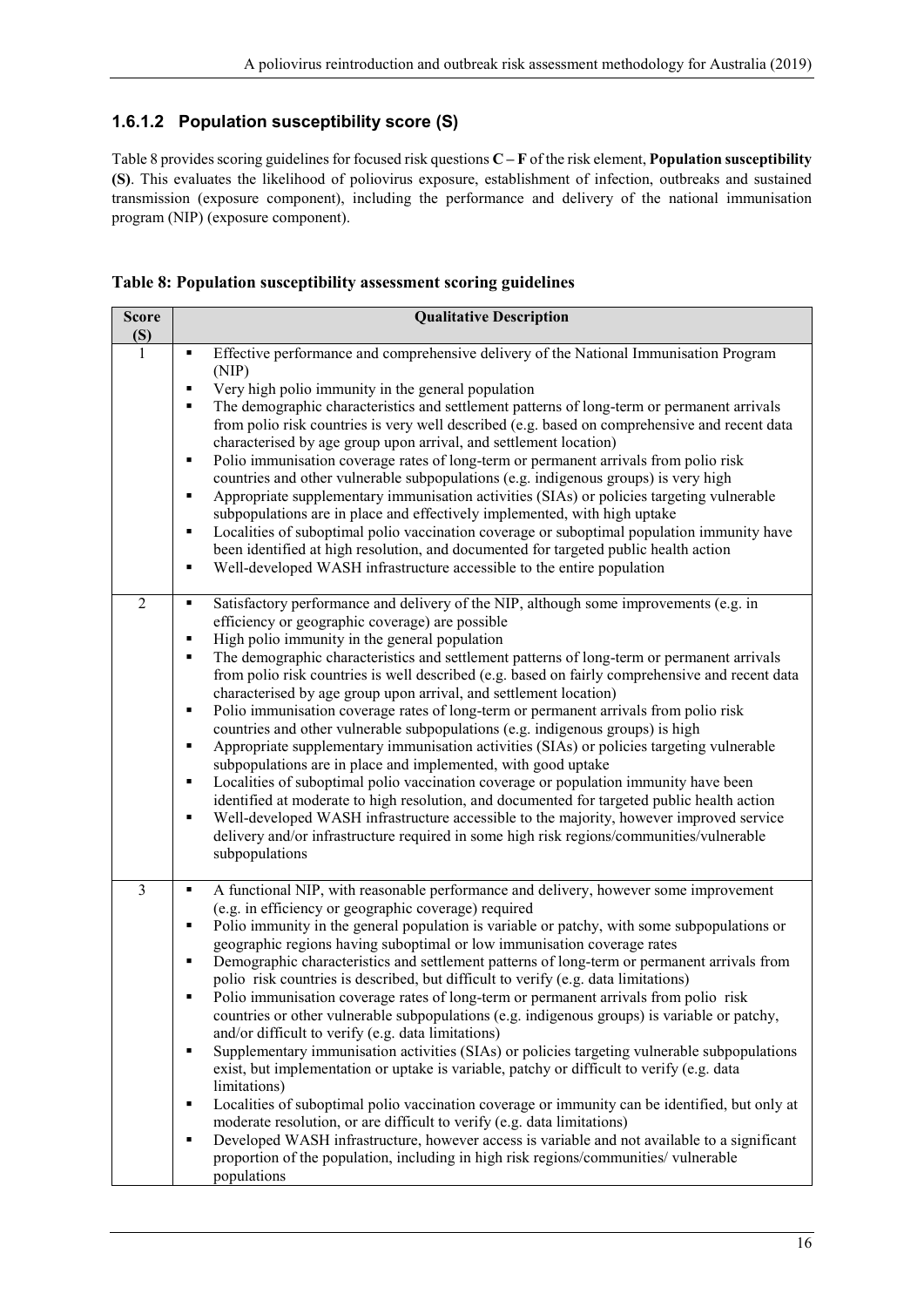### 1.6.1.2 Population susceptibility score (S)

Table 8 provides scoring guidelines for focused risk questions **C – F** of the risk element, **Population susceptibility (S)**. This evaluates the likelihood of poliovirus exposure, establishment of infection, outbreaks and sustained transmission (exposure component), including the performance and delivery of the national immunisation program (NIP) (exposure component).

**Table 8: Population susceptibility assessment scoring guidelines**

| Score (S) | Qualitative Description |
|---|---|
| 1 | ▪ Effective performance and comprehensive delivery of the National Immunisation Program (NIP)<br>▪ Very high polio immunity in the general population<br>▪ The demographic characteristics and settlement patterns of long-term or permanent arrivals from polio risk countries is very well described (e.g. based on comprehensive and recent data characterised by age group upon arrival, and settlement location)<br>▪ Polio immunisation coverage rates of long-term or permanent arrivals from polio risk countries and other vulnerable subpopulations (e.g. indigenous groups) is very high<br>▪ Appropriate supplementary immunisation activities (SIAs) or policies targeting vulnerable subpopulations are in place and effectively implemented, with high uptake<br>▪ Localities of suboptimal polio vaccination coverage or suboptimal population immunity have been identified at high resolution, and documented for targeted public health action<br>▪ Well-developed WASH infrastructure accessible to the entire population |
| 2 | ▪ Satisfactory performance and delivery of the NIP, although some improvements (e.g. in efficiency or geographic coverage) are possible<br>▪ High polio immunity in the general population<br>▪ The demographic characteristics and settlement patterns of long-term or permanent arrivals from polio risk countries is well described (e.g. based on fairly comprehensive and recent data characterised by age group upon arrival, and settlement location)<br>▪ Polio immunisation coverage rates of long-term or permanent arrivals from polio risk countries and other vulnerable subpopulations (e.g. indigenous groups) is high<br>▪ Appropriate supplementary immunisation activities (SIAs) or policies targeting vulnerable subpopulations are in place and implemented, with good uptake<br>▪ Localities of suboptimal polio vaccination coverage or population immunity have been identified at moderate to high resolution, and documented for targeted public health action<br>▪ Well-developed WASH infrastructure accessible to the majority, however improved service delivery and/or infrastructure required in some high risk regions/communities/vulnerable subpopulations |
| 3 | ▪ A functional NIP, with reasonable performance and delivery, however some improvement (e.g. in efficiency or geographic coverage) required<br>▪ Polio immunity in the general population is variable or patchy, with some subpopulations or geographic regions having suboptimal or low immunisation coverage rates<br>▪ Demographic characteristics and settlement patterns of long-term or permanent arrivals from polio risk countries is described, but difficult to verify (e.g. data limitations)<br>▪ Polio immunisation coverage rates of long-term or permanent arrivals from polio risk countries or other vulnerable subpopulations (e.g. indigenous groups) is variable or patchy, and/or difficult to verify (e.g. data limitations)<br>▪ Supplementary immunisation activities (SIAs) or policies targeting vulnerable subpopulations exist, but implementation or uptake is variable, patchy or difficult to verify (e.g. data limitations)<br>▪ Localities of suboptimal polio vaccination coverage or immunity can be identified, but only at moderate resolution, or are difficult to verify (e.g. data limitations)<br>▪ Developed WASH infrastructure, however access is variable and not available to a significant proportion of the population, including in high risk regions/communities/ vulnerable populations |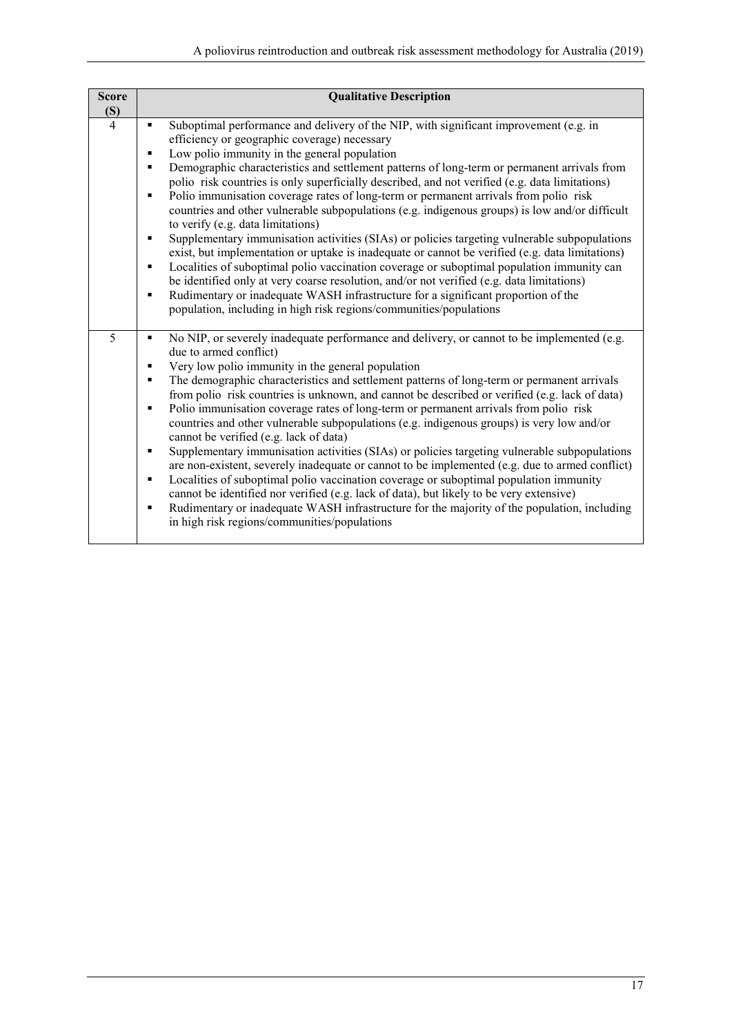| Score (S) | Qualitative Description |
| --- | --- |
| 4 | ▪ Suboptimal performance and delivery of the NIP, with significant improvement (e.g. in efficiency or geographic coverage) necessary<br>▪ Low polio immunity in the general population<br>▪ Demographic characteristics and settlement patterns of long-term or permanent arrivals from polio risk countries is only superficially described, and not verified (e.g. data limitations)<br>▪ Polio immunisation coverage rates of long-term or permanent arrivals from polio risk countries and other vulnerable subpopulations (e.g. indigenous groups) is low and/or difficult to verify (e.g. data limitations)<br>▪ Supplementary immunisation activities (SIAs) or policies targeting vulnerable subpopulations exist, but implementation or uptake is inadequate or cannot be verified (e.g. data limitations)<br>▪ Localities of suboptimal polio vaccination coverage or suboptimal population immunity can be identified only at very coarse resolution, and/or not verified (e.g. data limitations)<br>▪ Rudimentary or inadequate WASH infrastructure for a significant proportion of the population, including in high risk regions/communities/populations |
| 5 | ▪ No NIP, or severely inadequate performance and delivery, or cannot to be implemented (e.g. due to armed conflict)<br>▪ Very low polio immunity in the general population<br>▪ The demographic characteristics and settlement patterns of long-term or permanent arrivals from polio risk countries is unknown, and cannot be described or verified (e.g. lack of data)<br>▪ Polio immunisation coverage rates of long-term or permanent arrivals from polio risk countries and other vulnerable subpopulations (e.g. indigenous groups) is very low and/or cannot be verified (e.g. lack of data)<br>▪ Supplementary immunisation activities (SIAs) or policies targeting vulnerable subpopulations are non-existent, severely inadequate or cannot to be implemented (e.g. due to armed conflict)<br>▪ Localities of suboptimal polio vaccination coverage or suboptimal population immunity cannot be identified nor verified (e.g. lack of data), but likely to be very extensive)<br>▪ Rudimentary or inadequate WASH infrastructure for the majority of the population, including in high risk regions/communities/populations |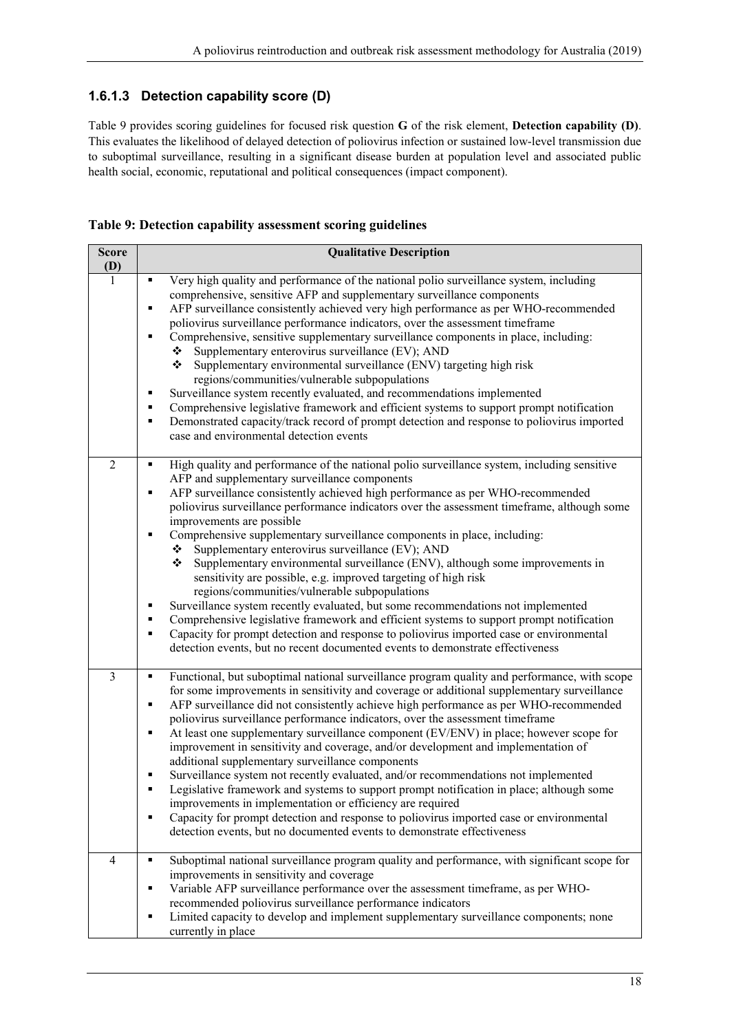### 1.6.1.3 Detection capability score (D)

Table 9 provides scoring guidelines for focused risk question **G** of the risk element, **Detection capability (D)**. This evaluates the likelihood of delayed detection of poliovirus infection or sustained low-level transmission due to suboptimal surveillance, resulting in a significant disease burden at population level and associated public health social, economic, reputational and political consequences (impact component).

**Table 9: Detection capability assessment scoring guidelines**

| Score (D) | Qualitative Description |
|---|---|
| 1 | ▪ Very high quality and performance of the national polio surveillance system, including comprehensive, sensitive AFP and supplementary surveillance components<br>▪ AFP surveillance consistently achieved very high performance as per WHO-recommended poliovirus surveillance performance indicators, over the assessment timeframe<br>▪ Comprehensive, sensitive supplementary surveillance components in place, including:<br>❖ Supplementary enterovirus surveillance (EV); AND<br>❖ Supplementary environmental surveillance (ENV) targeting high risk regions/communities/vulnerable subpopulations<br>▪ Surveillance system recently evaluated, and recommendations implemented<br>▪ Comprehensive legislative framework and efficient systems to support prompt notification<br>▪ Demonstrated capacity/track record of prompt detection and response to poliovirus imported case and environmental detection events |
| 2 | ▪ High quality and performance of the national polio surveillance system, including sensitive AFP and supplementary surveillance components<br>▪ AFP surveillance consistently achieved high performance as per WHO-recommended poliovirus surveillance performance indicators over the assessment timeframe, although some improvements are possible<br>▪ Comprehensive supplementary surveillance components in place, including:<br>❖ Supplementary enterovirus surveillance (EV); AND<br>❖ Supplementary environmental surveillance (ENV), although some improvements in sensitivity are possible, e.g. improved targeting of high risk regions/communities/vulnerable subpopulations<br>▪ Surveillance system recently evaluated, but some recommendations not implemented<br>▪ Comprehensive legislative framework and efficient systems to support prompt notification<br>▪ Capacity for prompt detection and response to poliovirus imported case or environmental detection events, but no recent documented events to demonstrate effectiveness |
| 3 | ▪ Functional, but suboptimal national surveillance program quality and performance, with scope for some improvements in sensitivity and coverage or additional supplementary surveillance<br>▪ AFP surveillance did not consistently achieve high performance as per WHO-recommended poliovirus surveillance performance indicators, over the assessment timeframe<br>▪ At least one supplementary surveillance component (EV/ENV) in place; however scope for improvement in sensitivity and coverage, and/or development and implementation of additional supplementary surveillance components<br>▪ Surveillance system not recently evaluated, and/or recommendations not implemented<br>▪ Legislative framework and systems to support prompt notification in place; although some improvements in implementation or efficiency are required<br>▪ Capacity for prompt detection and response to poliovirus imported case or environmental detection events, but no documented events to demonstrate effectiveness |
| 4 | ▪ Suboptimal national surveillance program quality and performance, with significant scope for improvements in sensitivity and coverage<br>▪ Variable AFP surveillance performance over the assessment timeframe, as per WHO-recommended poliovirus surveillance performance indicators<br>▪ Limited capacity to develop and implement supplementary surveillance components; none currently in place |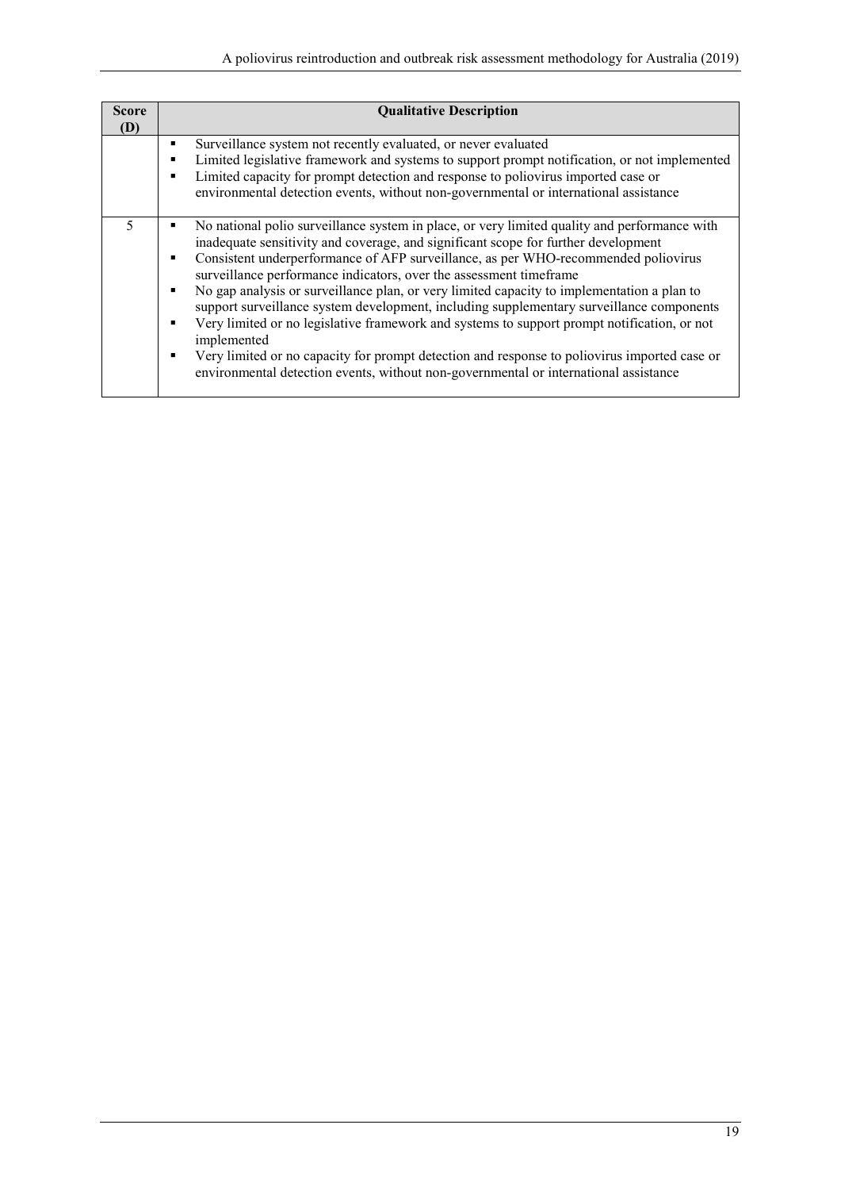| Score (D) | Qualitative Description |
| --- | --- |
| | ▪ Surveillance system not recently evaluated, or never evaluated<br>▪ Limited legislative framework and systems to support prompt notification, or not implemented<br>▪ Limited capacity for prompt detection and response to poliovirus imported case or environmental detection events, without non-governmental or international assistance |
| 5 | ▪ No national polio surveillance system in place, or very limited quality and performance with inadequate sensitivity and coverage, and significant scope for further development<br>▪ Consistent underperformance of AFP surveillance, as per WHO-recommended poliovirus surveillance performance indicators, over the assessment timeframe<br>▪ No gap analysis or surveillance plan, or very limited capacity to implementation a plan to support surveillance system development, including supplementary surveillance components<br>▪ Very limited or no legislative framework and systems to support prompt notification, or not implemented<br>▪ Very limited or no capacity for prompt detection and response to poliovirus imported case or environmental detection events, without non-governmental or international assistance |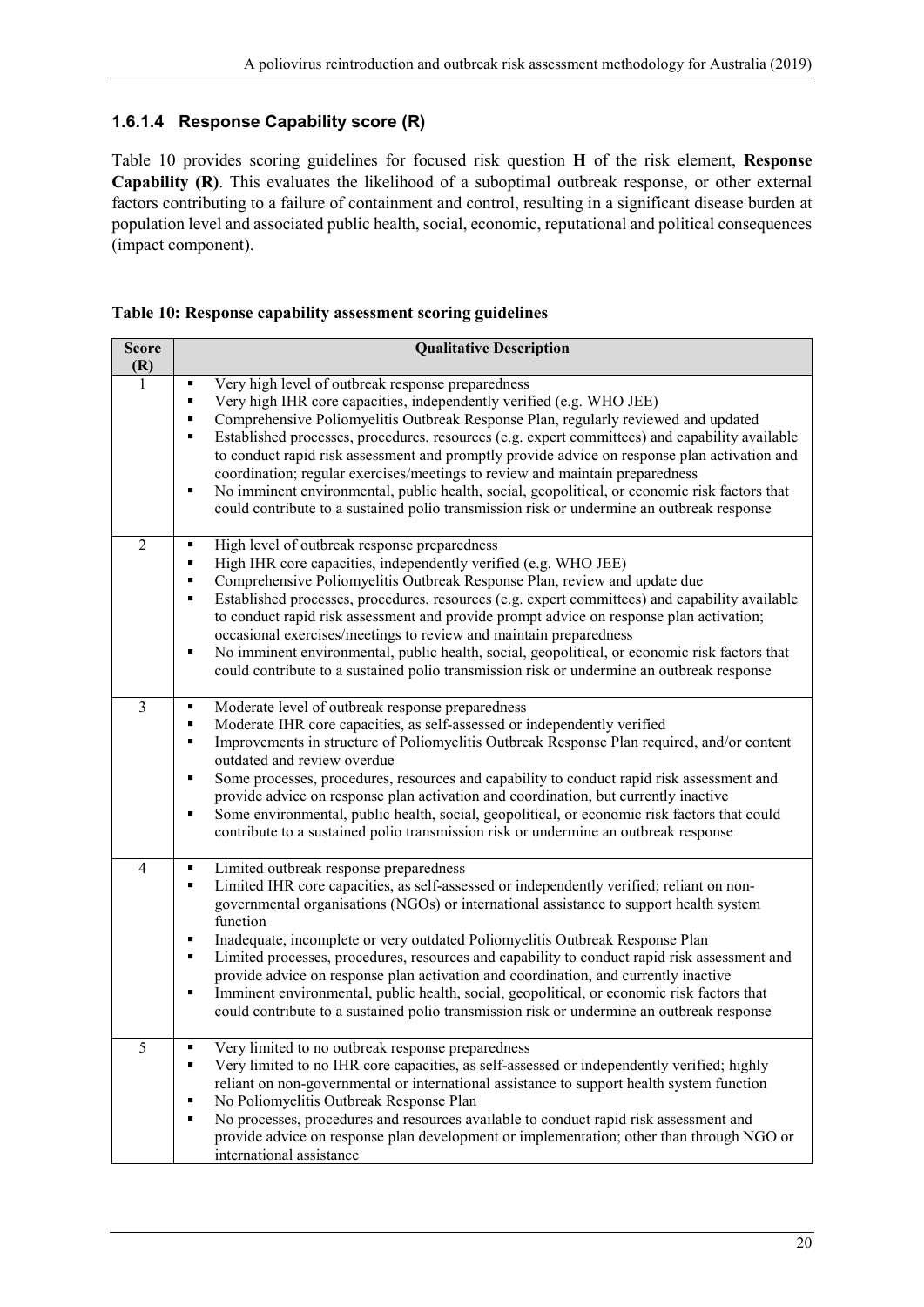#### 1.6.1.4 Response Capability score (R)

Table 10 provides scoring guidelines for focused risk question **H** of the risk element, **Response Capability (R)**. This evaluates the likelihood of a suboptimal outbreak response, or other external factors contributing to a failure of containment and control, resulting in a significant disease burden at population level and associated public health, social, economic, reputational and political consequences (impact component).

**Table 10: Response capability assessment scoring guidelines**

| Score (R) | Qualitative Description |
|---|---|
| 1 | ▪ Very high level of outbreak response preparedness<br>▪ Very high IHR core capacities, independently verified (e.g. WHO JEE)<br>▪ Comprehensive Poliomyelitis Outbreak Response Plan, regularly reviewed and updated<br>▪ Established processes, procedures, resources (e.g. expert committees) and capability available to conduct rapid risk assessment and promptly provide advice on response plan activation and coordination; regular exercises/meetings to review and maintain preparedness<br>▪ No imminent environmental, public health, social, geopolitical, or economic risk factors that could contribute to a sustained polio transmission risk or undermine an outbreak response |
| 2 | ▪ High level of outbreak response preparedness<br>▪ High IHR core capacities, independently verified (e.g. WHO JEE)<br>▪ Comprehensive Poliomyelitis Outbreak Response Plan, review and update due<br>▪ Established processes, procedures, resources (e.g. expert committees) and capability available to conduct rapid risk assessment and provide prompt advice on response plan activation; occasional exercises/meetings to review and maintain preparedness<br>▪ No imminent environmental, public health, social, geopolitical, or economic risk factors that could contribute to a sustained polio transmission risk or undermine an outbreak response |
| 3 | ▪ Moderate level of outbreak response preparedness<br>▪ Moderate IHR core capacities, as self-assessed or independently verified<br>▪ Improvements in structure of Poliomyelitis Outbreak Response Plan required, and/or content outdated and review overdue<br>▪ Some processes, procedures, resources and capability to conduct rapid risk assessment and provide advice on response plan activation and coordination, but currently inactive<br>▪ Some environmental, public health, social, geopolitical, or economic risk factors that could contribute to a sustained polio transmission risk or undermine an outbreak response |
| 4 | ▪ Limited outbreak response preparedness<br>▪ Limited IHR core capacities, as self-assessed or independently verified; reliant on non-governmental organisations (NGOs) or international assistance to support health system function<br>▪ Inadequate, incomplete or very outdated Poliomyelitis Outbreak Response Plan<br>▪ Limited processes, procedures, resources and capability to conduct rapid risk assessment and provide advice on response plan activation and coordination, and currently inactive<br>▪ Imminent environmental, public health, social, geopolitical, or economic risk factors that could contribute to a sustained polio transmission risk or undermine an outbreak response |
| 5 | ▪ Very limited to no outbreak response preparedness<br>▪ Very limited to no IHR core capacities, as self-assessed or independently verified; highly reliant on non-governmental or international assistance to support health system function<br>▪ No Poliomyelitis Outbreak Response Plan<br>▪ No processes, procedures and resources available to conduct rapid risk assessment and provide advice on response plan development or implementation; other than through NGO or international assistance |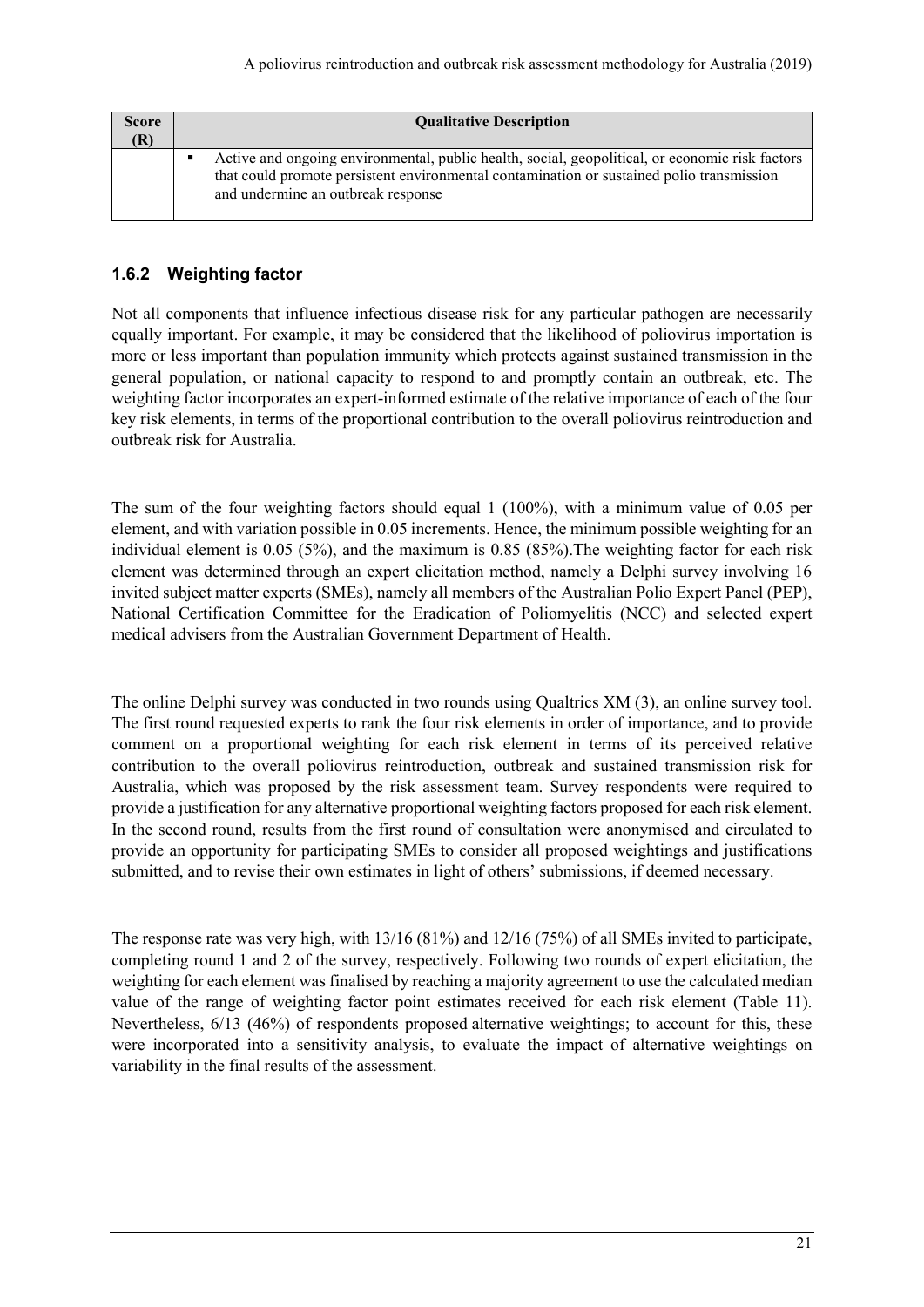| Score (R) | Qualitative Description |
|---|---|
| | ▪ Active and ongoing environmental, public health, social, geopolitical, or economic risk factors that could promote persistent environmental contamination or sustained polio transmission and undermine an outbreak response |

### 1.6.2 Weighting factor

Not all components that influence infectious disease risk for any particular pathogen are necessarily equally important. For example, it may be considered that the likelihood of poliovirus importation is more or less important than population immunity which protects against sustained transmission in the general population, or national capacity to respond to and promptly contain an outbreak, etc. The weighting factor incorporates an expert-informed estimate of the relative importance of each of the four key risk elements, in terms of the proportional contribution to the overall poliovirus reintroduction and outbreak risk for Australia.

The sum of the four weighting factors should equal 1 (100%), with a minimum value of 0.05 per element, and with variation possible in 0.05 increments. Hence, the minimum possible weighting for an individual element is 0.05 (5%), and the maximum is 0.85 (85%).The weighting factor for each risk element was determined through an expert elicitation method, namely a Delphi survey involving 16 invited subject matter experts (SMEs), namely all members of the Australian Polio Expert Panel (PEP), National Certification Committee for the Eradication of Poliomyelitis (NCC) and selected expert medical advisers from the Australian Government Department of Health.

The online Delphi survey was conducted in two rounds using Qualtrics XM (3), an online survey tool. The first round requested experts to rank the four risk elements in order of importance, and to provide comment on a proportional weighting for each risk element in terms of its perceived relative contribution to the overall poliovirus reintroduction, outbreak and sustained transmission risk for Australia, which was proposed by the risk assessment team. Survey respondents were required to provide a justification for any alternative proportional weighting factors proposed for each risk element. In the second round, results from the first round of consultation were anonymised and circulated to provide an opportunity for participating SMEs to consider all proposed weightings and justifications submitted, and to revise their own estimates in light of others' submissions, if deemed necessary.

The response rate was very high, with 13/16 (81%) and 12/16 (75%) of all SMEs invited to participate, completing round 1 and 2 of the survey, respectively. Following two rounds of expert elicitation, the weighting for each element was finalised by reaching a majority agreement to use the calculated median value of the range of weighting factor point estimates received for each risk element (Table 11). Nevertheless, 6/13 (46%) of respondents proposed alternative weightings; to account for this, these were incorporated into a sensitivity analysis, to evaluate the impact of alternative weightings on variability in the final results of the assessment.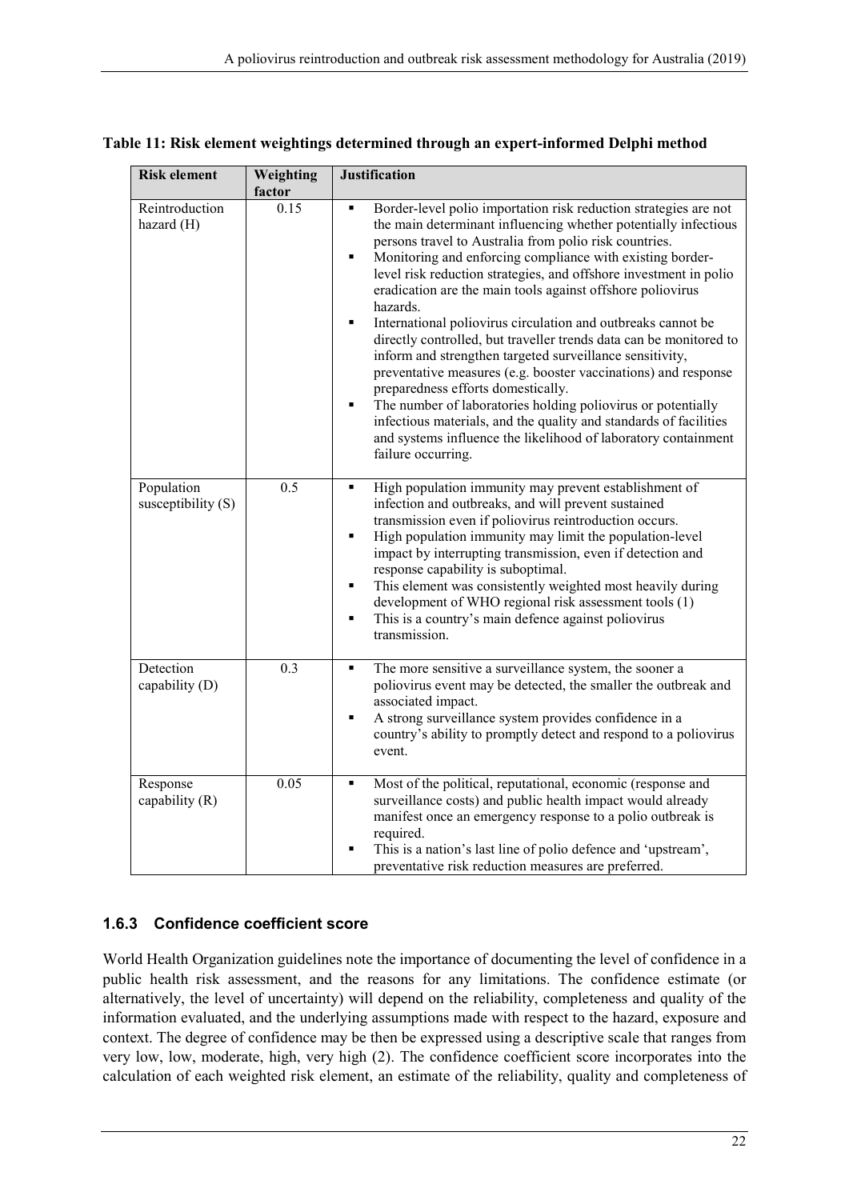**Table 11: Risk element weightings determined through an expert-informed Delphi method**

| Risk element | Weighting factor | Justification |
|---|---|---|
| Reintroduction hazard (H) | 0.15 | ▪ Border-level polio importation risk reduction strategies are not the main determinant influencing whether potentially infectious persons travel to Australia from polio risk countries.<br>▪ Monitoring and enforcing compliance with existing border-level risk reduction strategies, and offshore investment in polio eradication are the main tools against offshore poliovirus hazards.<br>▪ International poliovirus circulation and outbreaks cannot be directly controlled, but traveller trends data can be monitored to inform and strengthen targeted surveillance sensitivity, preventative measures (e.g. booster vaccinations) and response preparedness efforts domestically.<br>▪ The number of laboratories holding poliovirus or potentially infectious materials, and the quality and standards of facilities and systems influence the likelihood of laboratory containment failure occurring. |
| Population susceptibility (S) | 0.5 | ▪ High population immunity may prevent establishment of infection and outbreaks, and will prevent sustained transmission even if poliovirus reintroduction occurs.<br>▪ High population immunity may limit the population-level impact by interrupting transmission, even if detection and response capability is suboptimal.<br>▪ This element was consistently weighted most heavily during development of WHO regional risk assessment tools (1)<br>▪ This is a country's main defence against poliovirus transmission. |
| Detection capability (D) | 0.3 | ▪ The more sensitive a surveillance system, the sooner a poliovirus event may be detected, the smaller the outbreak and associated impact.<br>▪ A strong surveillance system provides confidence in a country's ability to promptly detect and respond to a poliovirus event. |
| Response capability (R) | 0.05 | ▪ Most of the political, reputational, economic (response and surveillance costs) and public health impact would already manifest once an emergency response to a polio outbreak is required.<br>▪ This is a nation's last line of polio defence and 'upstream', preventative risk reduction measures are preferred. |

### 1.6.3 Confidence coefficient score

World Health Organization guidelines note the importance of documenting the level of confidence in a public health risk assessment, and the reasons for any limitations. The confidence estimate (or alternatively, the level of uncertainty) will depend on the reliability, completeness and quality of the information evaluated, and the underlying assumptions made with respect to the hazard, exposure and context. The degree of confidence may be then be expressed using a descriptive scale that ranges from very low, low, moderate, high, very high (2). The confidence coefficient score incorporates into the calculation of each weighted risk element, an estimate of the reliability, quality and completeness of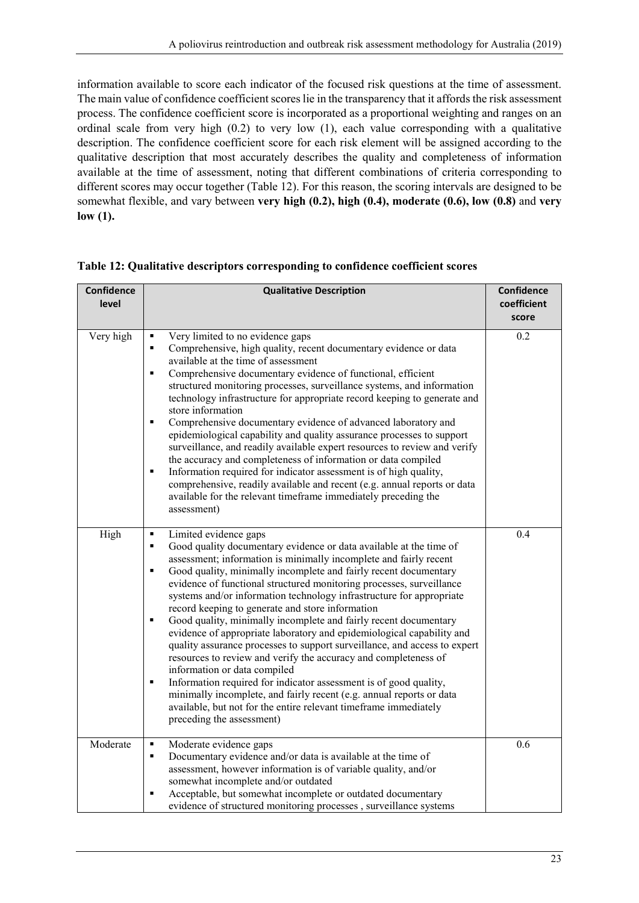information available to score each indicator of the focused risk questions at the time of assessment. The main value of confidence coefficient scores lie in the transparency that it affords the risk assessment process. The confidence coefficient score is incorporated as a proportional weighting and ranges on an ordinal scale from very high (0.2) to very low (1), each value corresponding with a qualitative description. The confidence coefficient score for each risk element will be assigned according to the qualitative description that most accurately describes the quality and completeness of information available at the time of assessment, noting that different combinations of criteria corresponding to different scores may occur together (Table 12). For this reason, the scoring intervals are designed to be somewhat flexible, and vary between **very high (0.2), high (0.4), moderate (0.6), low (0.8)** and **very low (1).**

**Table 12: Qualitative descriptors corresponding to confidence coefficient scores**

| Confidence level | Qualitative Description | Confidence coefficient score |
|---|---|---|
| Very high | ▪ Very limited to no evidence gaps<br>▪ Comprehensive, high quality, recent documentary evidence or data available at the time of assessment<br>▪ Comprehensive documentary evidence of functional, efficient structured monitoring processes, surveillance systems, and information technology infrastructure for appropriate record keeping to generate and store information<br>▪ Comprehensive documentary evidence of advanced laboratory and epidemiological capability and quality assurance processes to support surveillance, and readily available expert resources to review and verify the accuracy and completeness of information or data compiled<br>▪ Information required for indicator assessment is of high quality, comprehensive, readily available and recent (e.g. annual reports or data available for the relevant timeframe immediately preceding the assessment) | 0.2 |
| High | ▪ Limited evidence gaps<br>▪ Good quality documentary evidence or data available at the time of assessment; information is minimally incomplete and fairly recent<br>▪ Good quality, minimally incomplete and fairly recent documentary evidence of functional structured monitoring processes, surveillance systems and/or information technology infrastructure for appropriate record keeping to generate and store information<br>▪ Good quality, minimally incomplete and fairly recent documentary evidence of appropriate laboratory and epidemiological capability and quality assurance processes to support surveillance, and access to expert resources to review and verify the accuracy and completeness of information or data compiled<br>▪ Information required for indicator assessment is of good quality, minimally incomplete, and fairly recent (e.g. annual reports or data available, but not for the entire relevant timeframe immediately preceding the assessment) | 0.4 |
| Moderate | ▪ Moderate evidence gaps<br>▪ Documentary evidence and/or data is available at the time of assessment, however information is of variable quality, and/or somewhat incomplete and/or outdated<br>▪ Acceptable, but somewhat incomplete or outdated documentary evidence of structured monitoring processes , surveillance systems | 0.6 |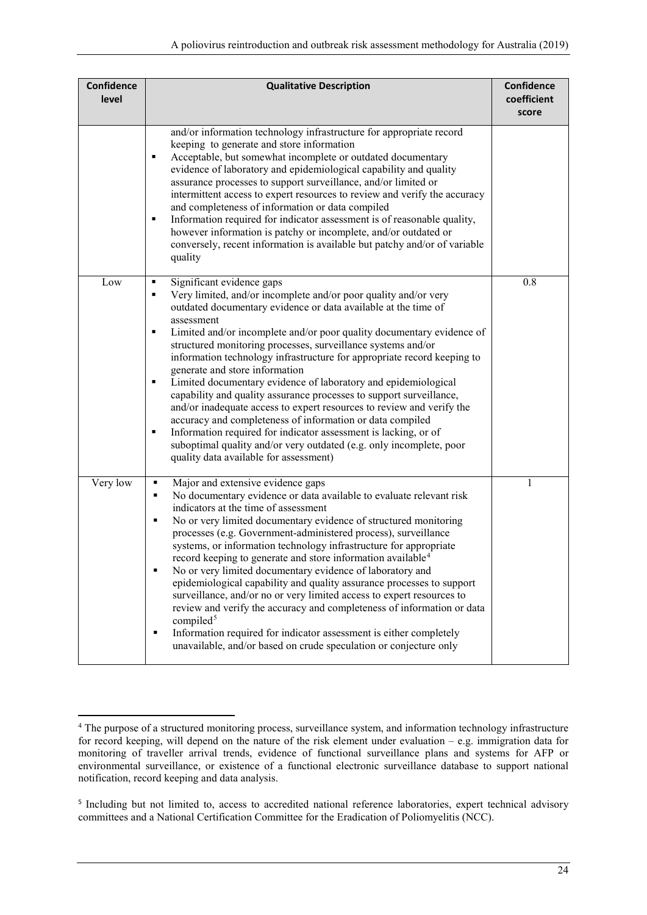| Confidence level | Qualitative Description | Confidence coefficient score |
|---|---|---|
| | and/or information technology infrastructure for appropriate record keeping to generate and store information<br>▪ Acceptable, but somewhat incomplete or outdated documentary evidence of laboratory and epidemiological capability and quality assurance processes to support surveillance, and/or limited or intermittent access to expert resources to review and verify the accuracy and completeness of information or data compiled<br>▪ Information required for indicator assessment is of reasonable quality, however information is patchy or incomplete, and/or outdated or conversely, recent information is available but patchy and/or of variable quality | |
| Low | ▪ Significant evidence gaps<br>▪ Very limited, and/or incomplete and/or poor quality and/or very outdated documentary evidence or data available at the time of assessment<br>▪ Limited and/or incomplete and/or poor quality documentary evidence of structured monitoring processes, surveillance systems and/or information technology infrastructure for appropriate record keeping to generate and store information<br>▪ Limited documentary evidence of laboratory and epidemiological capability and quality assurance processes to support surveillance, and/or inadequate access to expert resources to review and verify the accuracy and completeness of information or data compiled<br>▪ Information required for indicator assessment is lacking, or of suboptimal quality and/or very outdated (e.g. only incomplete, poor quality data available for assessment) | 0.8 |
| Very low | ▪ Major and extensive evidence gaps<br>▪ No documentary evidence or data available to evaluate relevant risk indicators at the time of assessment<br>▪ No or very limited documentary evidence of structured monitoring processes (e.g. Government-administered process), surveillance systems, or information technology infrastructure for appropriate record keeping to generate and store information available[4]<br>▪ No or very limited documentary evidence of laboratory and epidemiological capability and quality assurance processes to support surveillance, and/or no or very limited access to expert resources to review and verify the accuracy and completeness of information or data compiled[5]<br>▪ Information required for indicator assessment is either completely unavailable, and/or based on crude speculation or conjecture only | 1 |

[4] The purpose of a structured monitoring process, surveillance system, and information technology infrastructure for record keeping, will depend on the nature of the risk element under evaluation – e.g. immigration data for monitoring of traveller arrival trends, evidence of functional surveillance plans and systems for AFP or environmental surveillance, or existence of a functional electronic surveillance database to support national notification, record keeping and data analysis.

[5] Including but not limited to, access to accredited national reference laboratories, expert technical advisory committees and a National Certification Committee for the Eradication of Poliomyelitis (NCC).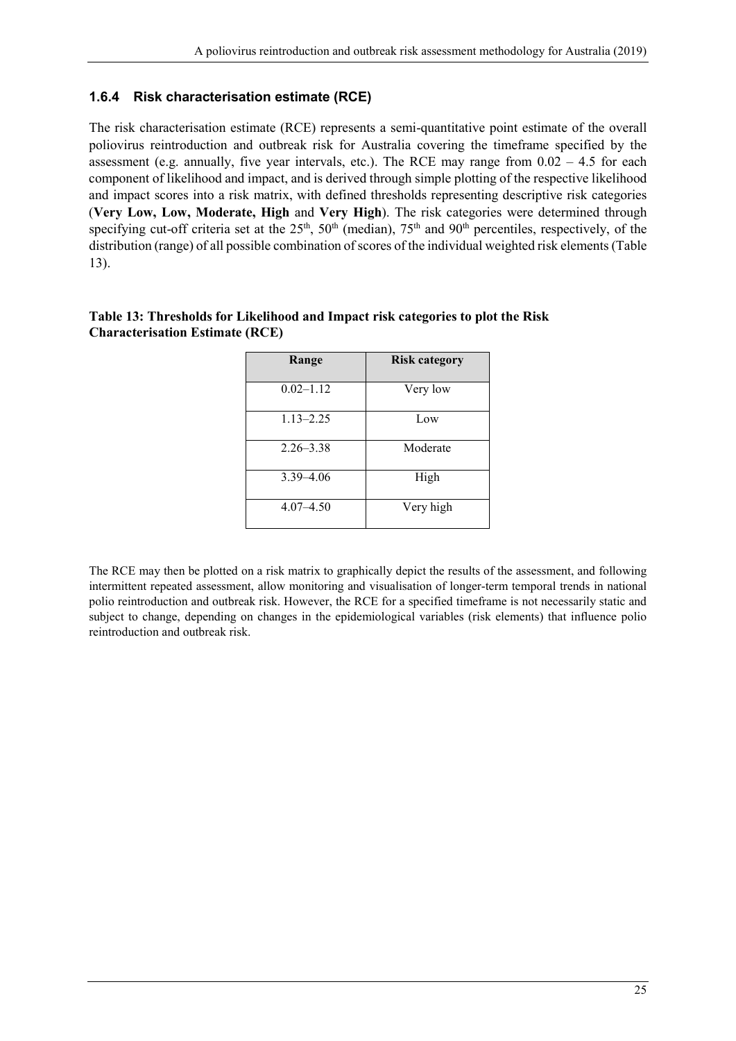### 1.6.4 Risk characterisation estimate (RCE)

The risk characterisation estimate (RCE) represents a semi-quantitative point estimate of the overall poliovirus reintroduction and outbreak risk for Australia covering the timeframe specified by the assessment (e.g. annually, five year intervals, etc.). The RCE may range from 0.02 – 4.5 for each component of likelihood and impact, and is derived through simple plotting of the respective likelihood and impact scores into a risk matrix, with defined thresholds representing descriptive risk categories (**Very Low, Low, Moderate, High** and **Very High**). The risk categories were determined through specifying cut-off criteria set at the 25th, 50th (median), 75th and 90th percentiles, respectively, of the distribution (range) of all possible combination of scores of the individual weighted risk elements (Table 13).

**Table 13: Thresholds for Likelihood and Impact risk categories to plot the Risk Characterisation Estimate (RCE)**

| Range | Risk category |
| --- | --- |
| 0.02–1.12 | Very low |
| 1.13–2.25 | Low |
| 2.26–3.38 | Moderate |
| 3.39–4.06 | High |
| 4.07–4.50 | Very high |

The RCE may then be plotted on a risk matrix to graphically depict the results of the assessment, and following intermittent repeated assessment, allow monitoring and visualisation of longer-term temporal trends in national polio reintroduction and outbreak risk. However, the RCE for a specified timeframe is not necessarily static and subject to change, depending on changes in the epidemiological variables (risk elements) that influence polio reintroduction and outbreak risk.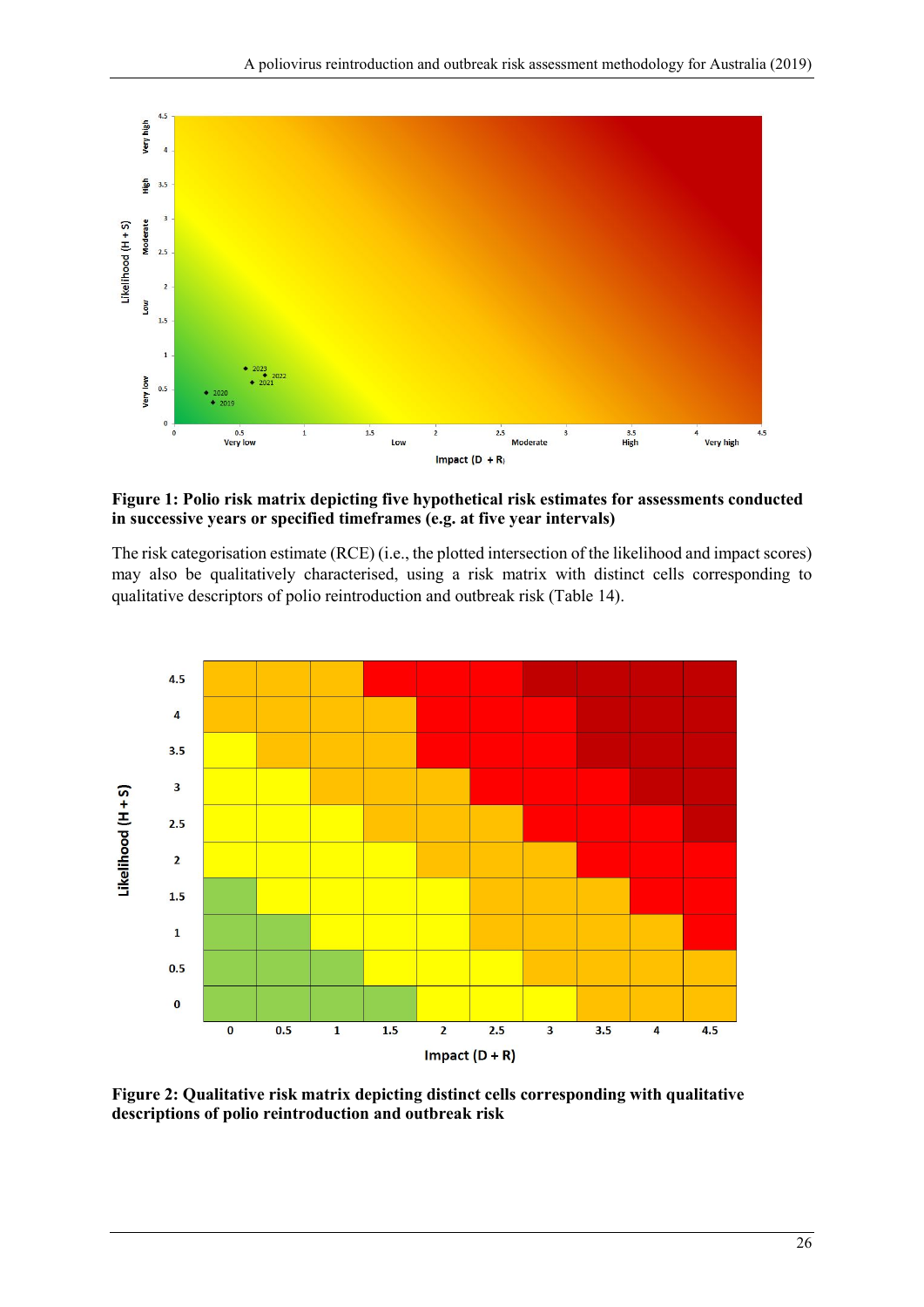**Figure 1: Polio risk matrix depicting five hypothetical risk estimates for assessments conducted in successive years or specified timeframes (e.g. at five year intervals)**

The risk categorisation estimate (RCE) (i.e., the plotted intersection of the likelihood and impact scores) may also be qualitatively characterised, using a risk matrix with distinct cells corresponding to qualitative descriptors of polio reintroduction and outbreak risk (Table 14).

**Figure 2: Qualitative risk matrix depicting distinct cells corresponding with qualitative descriptions of polio reintroduction and outbreak risk**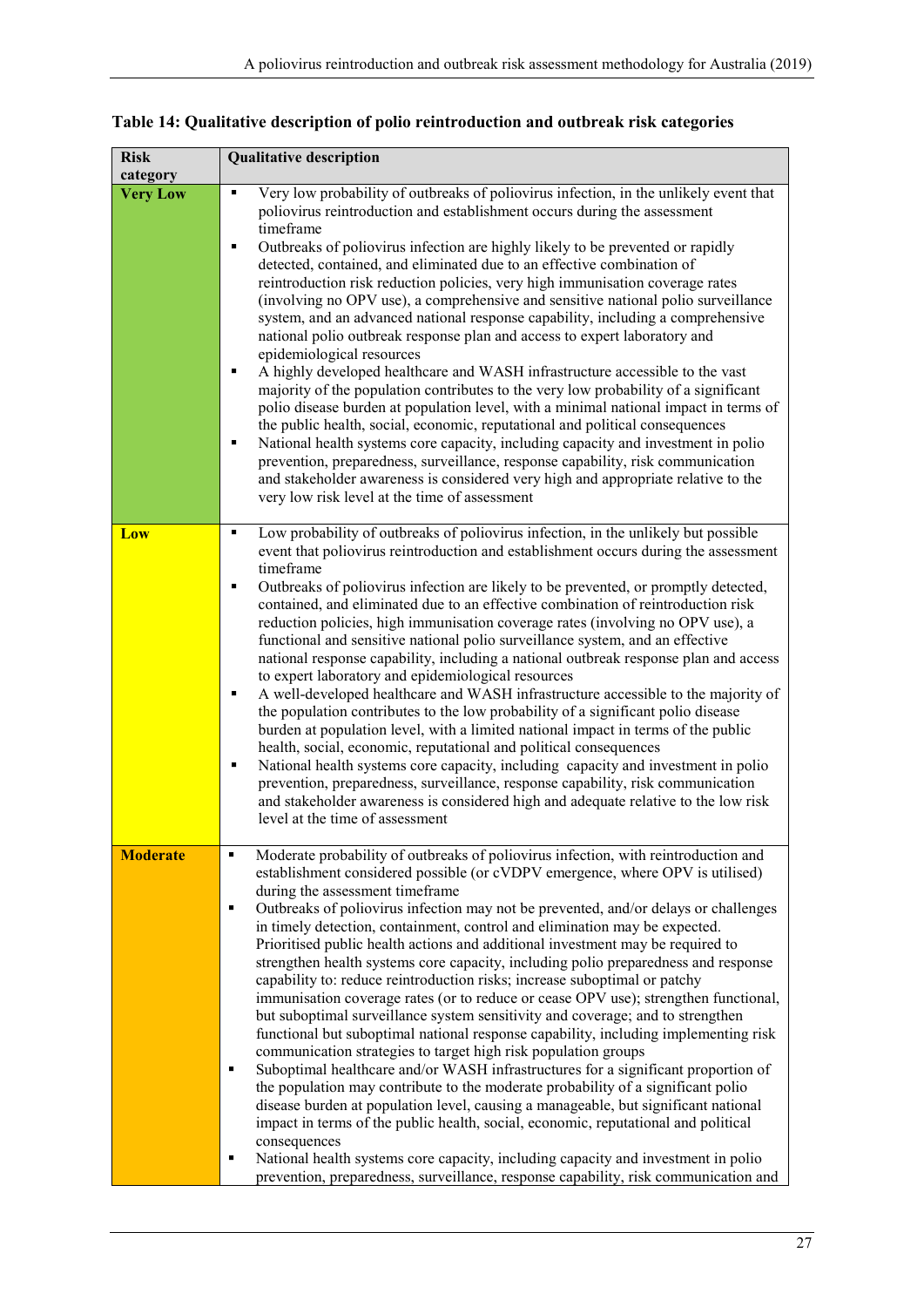**Table 14: Qualitative description of polio reintroduction and outbreak risk categories**

| Risk category | Qualitative description |
|---|---|
| **Very Low** | ▪ Very low probability of outbreaks of poliovirus infection, in the unlikely event that poliovirus reintroduction and establishment occurs during the assessment timeframe<br>▪ Outbreaks of poliovirus infection are highly likely to be prevented or rapidly detected, contained, and eliminated due to an effective combination of reintroduction risk reduction policies, very high immunisation coverage rates (involving no OPV use), a comprehensive and sensitive national polio surveillance system, and an advanced national response capability, including a comprehensive national polio outbreak response plan and access to expert laboratory and epidemiological resources<br>▪ A highly developed healthcare and WASH infrastructure accessible to the vast majority of the population contributes to the very low probability of a significant polio disease burden at population level, with a minimal national impact in terms of the public health, social, economic, reputational and political consequences<br>▪ National health systems core capacity, including capacity and investment in polio prevention, preparedness, surveillance, response capability, risk communication and stakeholder awareness is considered very high and appropriate relative to the very low risk level at the time of assessment |
| **Low** | ▪ Low probability of outbreaks of poliovirus infection, in the unlikely but possible event that poliovirus reintroduction and establishment occurs during the assessment timeframe<br>▪ Outbreaks of poliovirus infection are likely to be prevented, or promptly detected, contained, and eliminated due to an effective combination of reintroduction risk reduction policies, high immunisation coverage rates (involving no OPV use), a functional and sensitive national polio surveillance system, and an effective national response capability, including a national outbreak response plan and access to expert laboratory and epidemiological resources<br>▪ A well-developed healthcare and WASH infrastructure accessible to the majority of the population contributes to the low probability of a significant polio disease burden at population level, with a limited national impact in terms of the public health, social, economic, reputational and political consequences<br>▪ National health systems core capacity, including capacity and investment in polio prevention, preparedness, surveillance, response capability, risk communication and stakeholder awareness is considered high and adequate relative to the low risk level at the time of assessment |
| **Moderate** | ▪ Moderate probability of outbreaks of poliovirus infection, with reintroduction and establishment considered possible (or cVDPV emergence, where OPV is utilised) during the assessment timeframe<br>▪ Outbreaks of poliovirus infection may not be prevented, and/or delays or challenges in timely detection, containment, control and elimination may be expected. Prioritised public health actions and additional investment may be required to strengthen health systems core capacity, including polio preparedness and response capability to: reduce reintroduction risks; increase suboptimal or patchy immunisation coverage rates (or to reduce or cease OPV use); strengthen functional, but suboptimal surveillance system sensitivity and coverage; and to strengthen functional but suboptimal national response capability, including implementing risk communication strategies to target high risk population groups<br>▪ Suboptimal healthcare and/or WASH infrastructures for a significant proportion of the population may contribute to the moderate probability of a significant polio disease burden at population level, causing a manageable, but significant national impact in terms of the public health, social, economic, reputational and political consequences<br>▪ National health systems core capacity, including capacity and investment in polio prevention, preparedness, surveillance, response capability, risk communication and |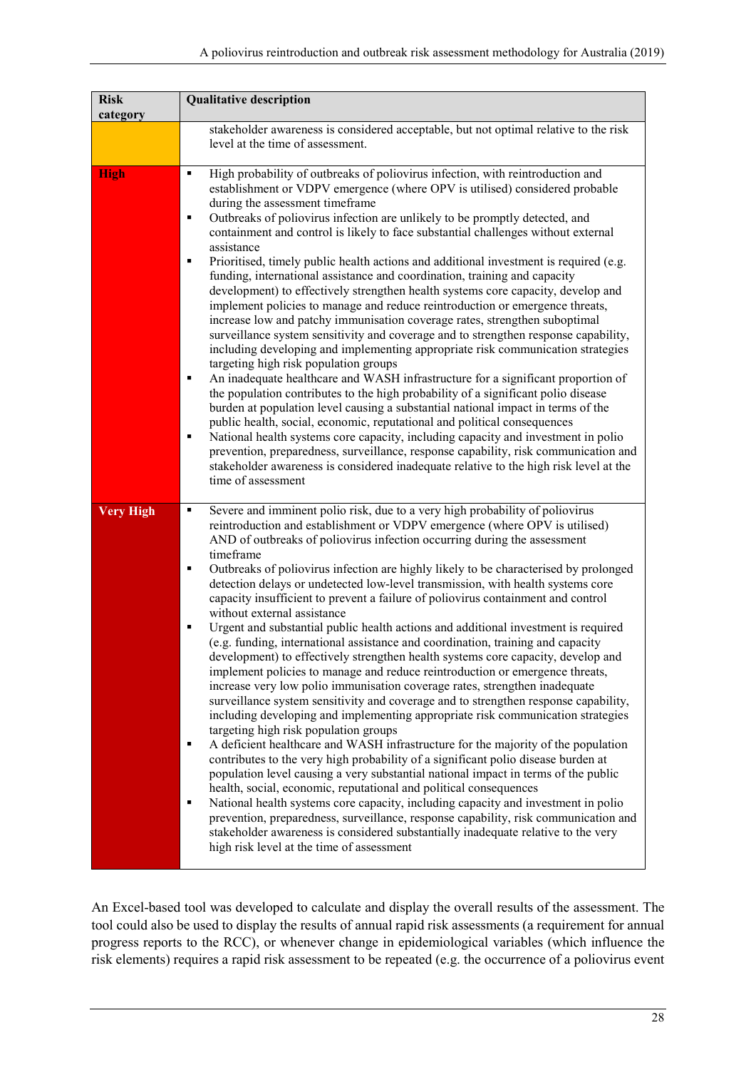| Risk category | Qualitative description |
|---|---|
| | stakeholder awareness is considered acceptable, but not optimal relative to the risk level at the time of assessment. |
| **High** | ▪ High probability of outbreaks of poliovirus infection, with reintroduction and establishment or VDPV emergence (where OPV is utilised) considered probable during the assessment timeframe<br>▪ Outbreaks of poliovirus infection are unlikely to be promptly detected, and containment and control is likely to face substantial challenges without external assistance<br>▪ Prioritised, timely public health actions and additional investment is required (e.g. funding, international assistance and coordination, training and capacity development) to effectively strengthen health systems core capacity, develop and implement policies to manage and reduce reintroduction or emergence threats, increase low and patchy immunisation coverage rates, strengthen suboptimal surveillance system sensitivity and coverage and to strengthen response capability, including developing and implementing appropriate risk communication strategies targeting high risk population groups<br>▪ An inadequate healthcare and WASH infrastructure for a significant proportion of the population contributes to the high probability of a significant polio disease burden at population level causing a substantial national impact in terms of the public health, social, economic, reputational and political consequences<br>▪ National health systems core capacity, including capacity and investment in polio prevention, preparedness, surveillance, response capability, risk communication and stakeholder awareness is considered inadequate relative to the high risk level at the time of assessment |
| **Very High** | ▪ Severe and imminent polio risk, due to a very high probability of poliovirus reintroduction and establishment or VDPV emergence (where OPV is utilised) AND of outbreaks of poliovirus infection occurring during the assessment timeframe<br>▪ Outbreaks of poliovirus infection are highly likely to be characterised by prolonged detection delays or undetected low-level transmission, with health systems core capacity insufficient to prevent a failure of poliovirus containment and control without external assistance<br>▪ Urgent and substantial public health actions and additional investment is required (e.g. funding, international assistance and coordination, training and capacity development) to effectively strengthen health systems core capacity, develop and implement policies to manage and reduce reintroduction or emergence threats, increase very low polio immunisation coverage rates, strengthen inadequate surveillance system sensitivity and coverage and to strengthen response capability, including developing and implementing appropriate risk communication strategies targeting high risk population groups<br>▪ A deficient healthcare and WASH infrastructure for the majority of the population contributes to the very high probability of a significant polio disease burden at population level causing a very substantial national impact in terms of the public health, social, economic, reputational and political consequences<br>▪ National health systems core capacity, including capacity and investment in polio prevention, preparedness, surveillance, response capability, risk communication and stakeholder awareness is considered substantially inadequate relative to the very high risk level at the time of assessment |

An Excel-based tool was developed to calculate and display the overall results of the assessment. The tool could also be used to display the results of annual rapid risk assessments (a requirement for annual progress reports to the RCC), or whenever change in epidemiological variables (which influence the risk elements) requires a rapid risk assessment to be repeated (e.g. the occurrence of a poliovirus event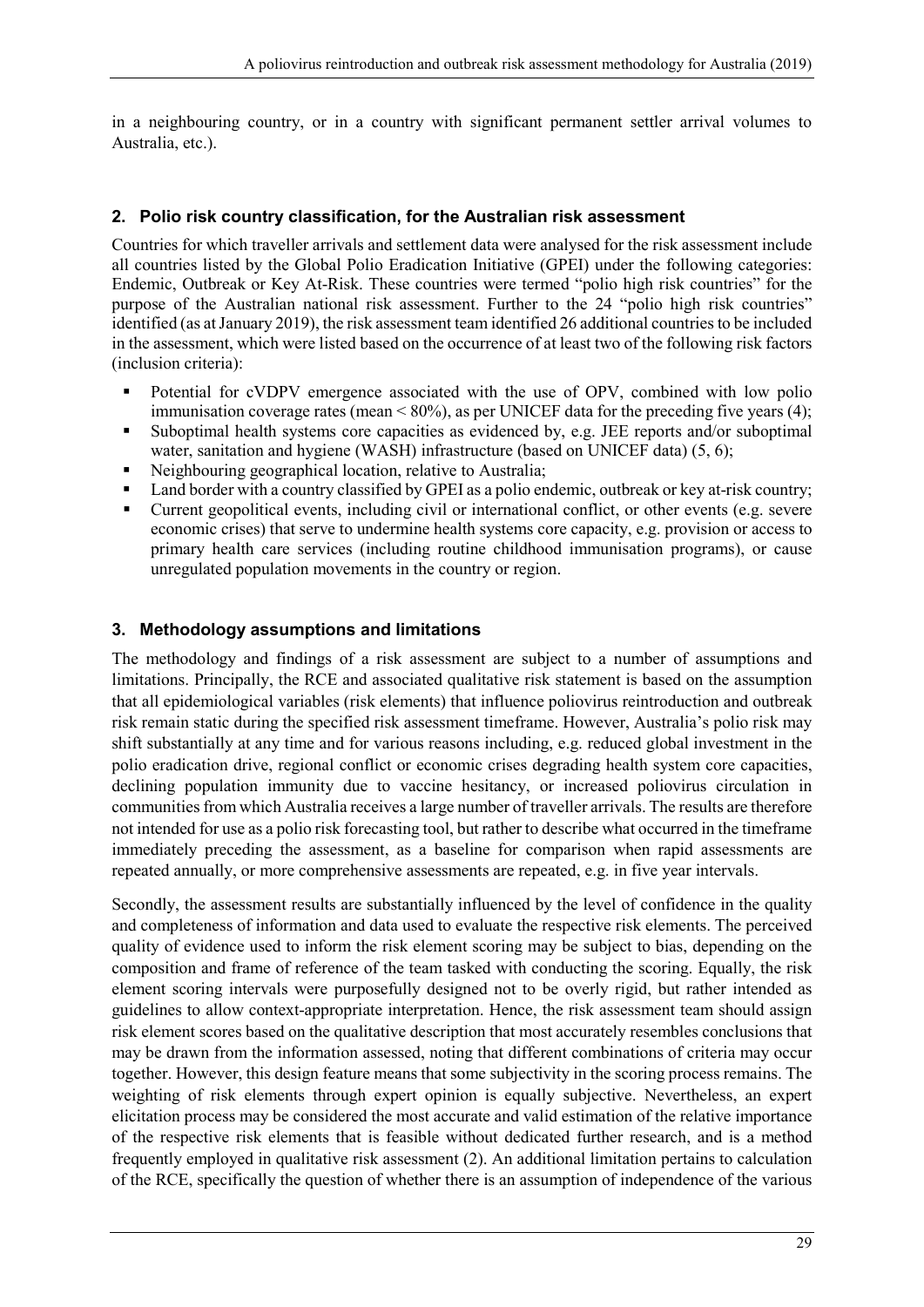in a neighbouring country, or in a country with significant permanent settler arrival volumes to Australia, etc.).

## 2. Polio risk country classification, for the Australian risk assessment

Countries for which traveller arrivals and settlement data were analysed for the risk assessment include all countries listed by the Global Polio Eradication Initiative (GPEI) under the following categories: Endemic, Outbreak or Key At-Risk. These countries were termed "polio high risk countries" for the purpose of the Australian national risk assessment. Further to the 24 "polio high risk countries" identified (as at January 2019), the risk assessment team identified 26 additional countries to be included in the assessment, which were listed based on the occurrence of at least two of the following risk factors (inclusion criteria):

- Potential for cVDPV emergence associated with the use of OPV, combined with low polio immunisation coverage rates (mean < 80%), as per UNICEF data for the preceding five years (4);
- Suboptimal health systems core capacities as evidenced by, e.g. JEE reports and/or suboptimal water, sanitation and hygiene (WASH) infrastructure (based on UNICEF data) (5, 6);
- Neighbouring geographical location, relative to Australia;
- Land border with a country classified by GPEI as a polio endemic, outbreak or key at-risk country;
- Current geopolitical events, including civil or international conflict, or other events (e.g. severe economic crises) that serve to undermine health systems core capacity, e.g. provision or access to primary health care services (including routine childhood immunisation programs), or cause unregulated population movements in the country or region.

## 3. Methodology assumptions and limitations

The methodology and findings of a risk assessment are subject to a number of assumptions and limitations. Principally, the RCE and associated qualitative risk statement is based on the assumption that all epidemiological variables (risk elements) that influence poliovirus reintroduction and outbreak risk remain static during the specified risk assessment timeframe. However, Australia's polio risk may shift substantially at any time and for various reasons including, e.g. reduced global investment in the polio eradication drive, regional conflict or economic crises degrading health system core capacities, declining population immunity due to vaccine hesitancy, or increased poliovirus circulation in communities from which Australia receives a large number of traveller arrivals. The results are therefore not intended for use as a polio risk forecasting tool, but rather to describe what occurred in the timeframe immediately preceding the assessment, as a baseline for comparison when rapid assessments are repeated annually, or more comprehensive assessments are repeated, e.g. in five year intervals.

Secondly, the assessment results are substantially influenced by the level of confidence in the quality and completeness of information and data used to evaluate the respective risk elements. The perceived quality of evidence used to inform the risk element scoring may be subject to bias, depending on the composition and frame of reference of the team tasked with conducting the scoring. Equally, the risk element scoring intervals were purposefully designed not to be overly rigid, but rather intended as guidelines to allow context-appropriate interpretation. Hence, the risk assessment team should assign risk element scores based on the qualitative description that most accurately resembles conclusions that may be drawn from the information assessed, noting that different combinations of criteria may occur together. However, this design feature means that some subjectivity in the scoring process remains. The weighting of risk elements through expert opinion is equally subjective. Nevertheless, an expert elicitation process may be considered the most accurate and valid estimation of the relative importance of the respective risk elements that is feasible without dedicated further research, and is a method frequently employed in qualitative risk assessment (2). An additional limitation pertains to calculation of the RCE, specifically the question of whether there is an assumption of independence of the various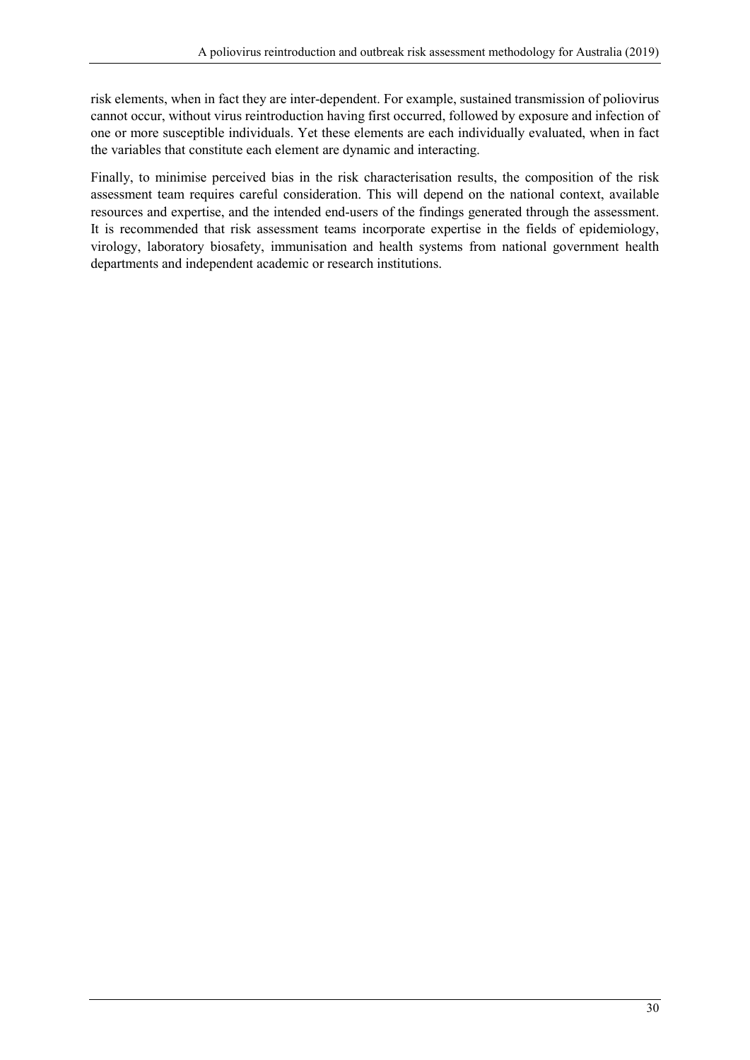risk elements, when in fact they are inter-dependent. For example, sustained transmission of poliovirus cannot occur, without virus reintroduction having first occurred, followed by exposure and infection of one or more susceptible individuals. Yet these elements are each individually evaluated, when in fact the variables that constitute each element are dynamic and interacting.

Finally, to minimise perceived bias in the risk characterisation results, the composition of the risk assessment team requires careful consideration. This will depend on the national context, available resources and expertise, and the intended end-users of the findings generated through the assessment. It is recommended that risk assessment teams incorporate expertise in the fields of epidemiology, virology, laboratory biosafety, immunisation and health systems from national government health departments and independent academic or research institutions.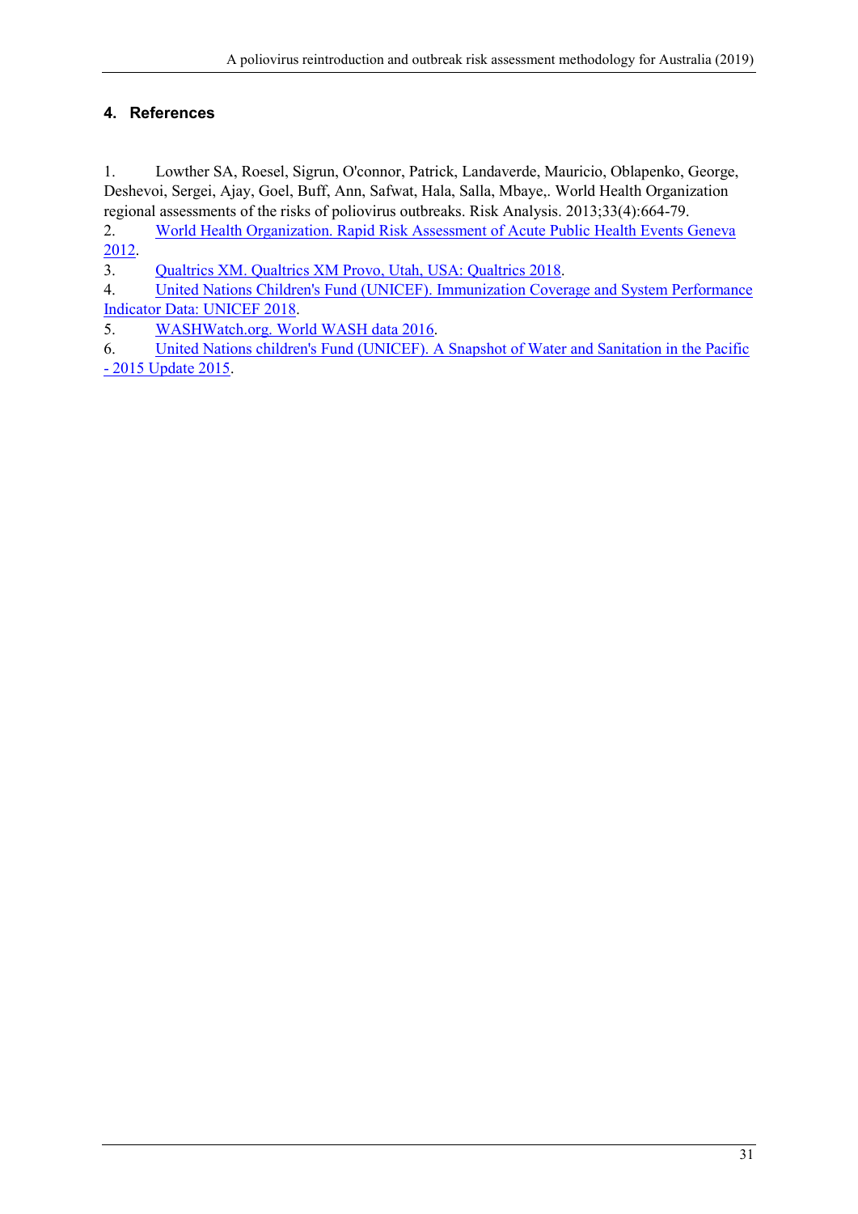## 4. References

1. Lowther SA, Roesel, Sigrun, O'connor, Patrick, Landaverde, Mauricio, Oblapenko, George, Deshevoi, Sergei, Ajay, Goel, Buff, Ann, Safwat, Hala, Salla, Mbaye,. World Health Organization regional assessments of the risks of poliovirus outbreaks. Risk Analysis. 2013;33(4):664-79.
2. World Health Organization. Rapid Risk Assessment of Acute Public Health Events Geneva 2012.
3. Qualtrics XM. Qualtrics XM Provo, Utah, USA: Qualtrics 2018.
4. United Nations Children's Fund (UNICEF). Immunization Coverage and System Performance Indicator Data: UNICEF 2018.
5. WASHWatch.org. World WASH data 2016.
6. United Nations children's Fund (UNICEF). A Snapshot of Water and Sanitation in the Pacific - 2015 Update 2015.